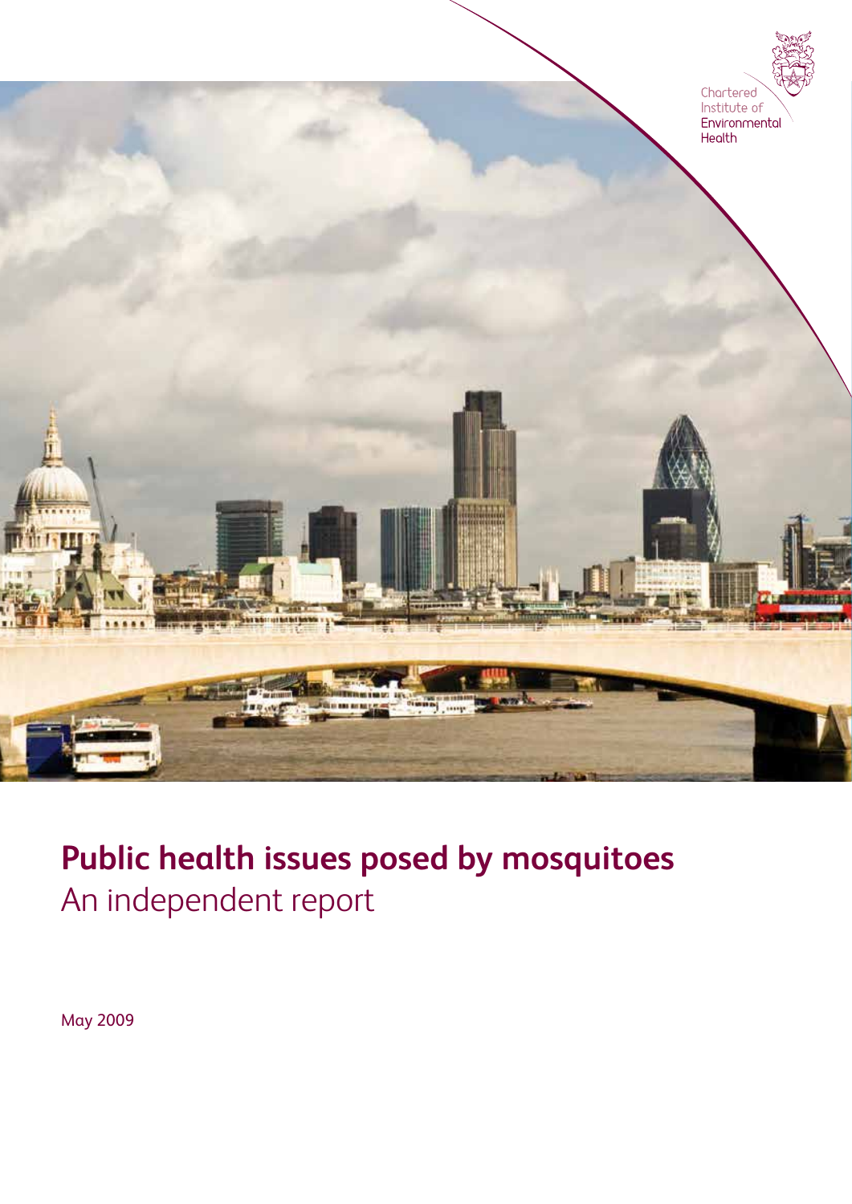Chartered Institute of Environmental Health

# Public health issues posed by mosquitoes

## An independent report

May 2009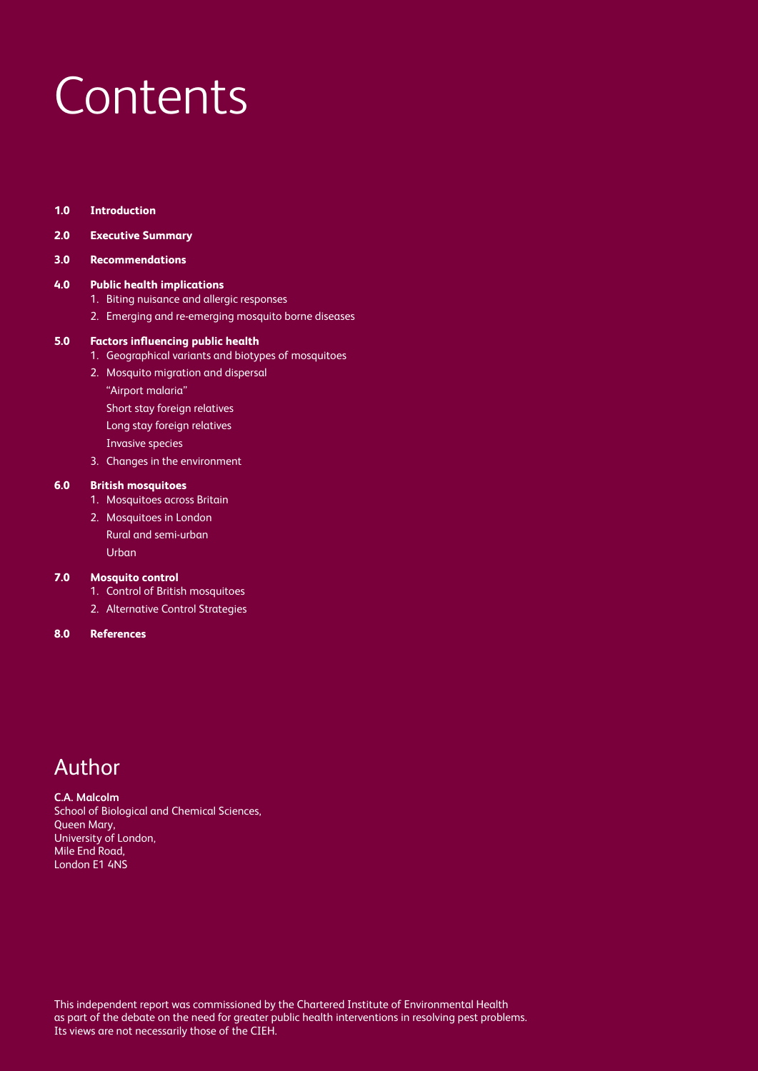# Contents

**1.0 Introduction**

**2.0 Executive Summary**

**3.0 Recommendations**

**4.0 Public health implications**

1. Biting nuisance and allergic responses
2. Emerging and re-emerging mosquito borne diseases

**5.0 Factors influencing public health**

1. Geographical variants and biotypes of mosquitoes
2. Mosquito migration and dispersal
   - "Airport malaria"
   - Short stay foreign relatives
   - Long stay foreign relatives
   - Invasive species
3. Changes in the environment

**6.0 British mosquitoes**

1. Mosquitoes across Britain
2. Mosquitoes in London
   - Rural and semi-urban
   - Urban

**7.0 Mosquito control**

1. Control of British mosquitoes
2. Alternative Control Strategies

**8.0 References**

## Author

**C.A. Malcolm**
School of Biological and Chemical Sciences,
Queen Mary,
University of London,
Mile End Road,
London E1 4NS

This independent report was commissioned by the Chartered Institute of Environmental Health as part of the debate on the need for greater public health interventions in resolving pest problems. Its views are not necessarily those of the CIEH.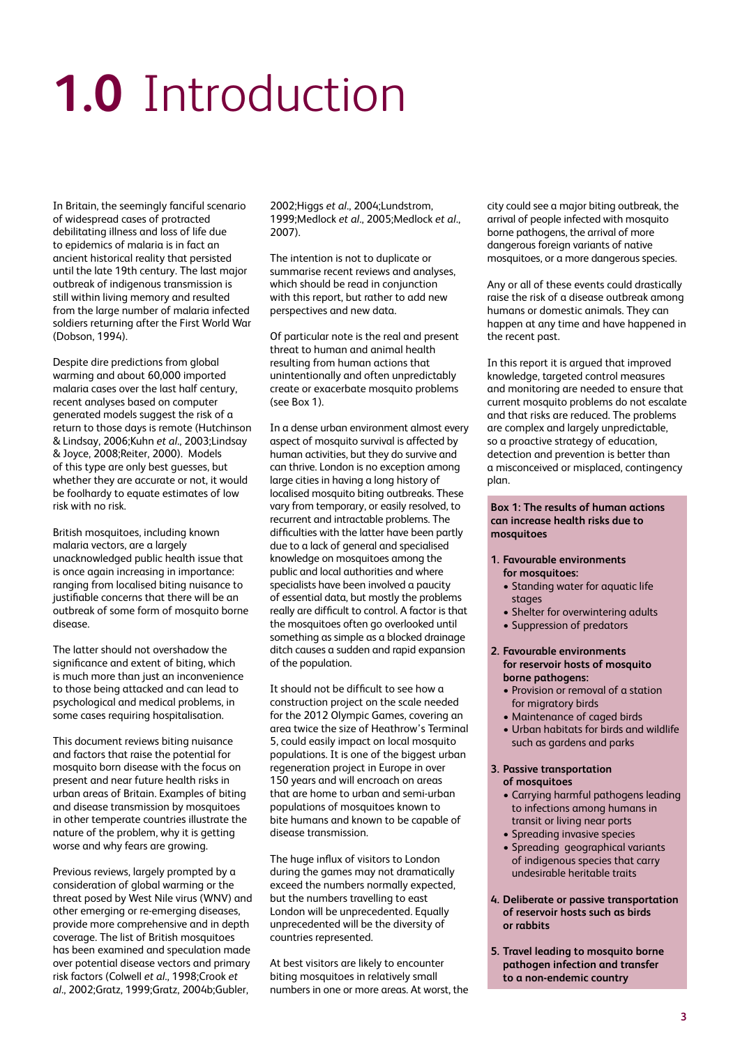# 1.0 Introduction

In Britain, the seemingly fanciful scenario of widespread cases of protracted debilitating illness and loss of life due to epidemics of malaria is in fact an ancient historical reality that persisted until the late 19th century. The last major outbreak of indigenous transmission is still within living memory and resulted from the large number of malaria infected soldiers returning after the First World War (Dobson, 1994).

Despite dire predictions from global warming and about 60,000 imported malaria cases over the last half century, recent analyses based on computer generated models suggest the risk of a return to those days is remote (Hutchinson & Lindsay, 2006;Kuhn *et al*., 2003;Lindsay & Joyce, 2008;Reiter, 2000). Models of this type are only best guesses, but whether they are accurate or not, it would be foolhardy to equate estimates of low risk with no risk.

British mosquitoes, including known malaria vectors, are a largely unacknowledged public health issue that is once again increasing in importance: ranging from localised biting nuisance to justifiable concerns that there will be an outbreak of some form of mosquito borne disease.

The latter should not overshadow the significance and extent of biting, which is much more than just an inconvenience to those being attacked and can lead to psychological and medical problems, in some cases requiring hospitalisation.

This document reviews biting nuisance and factors that raise the potential for mosquito born disease with the focus on present and near future health risks in urban areas of Britain. Examples of biting and disease transmission by mosquitoes in other temperate countries illustrate the nature of the problem, why it is getting worse and why fears are growing.

Previous reviews, largely prompted by a consideration of global warming or the threat posed by West Nile virus (WNV) and other emerging or re-emerging diseases, provide more comprehensive and in depth coverage. The list of British mosquitoes has been examined and speculation made over potential disease vectors and primary risk factors (Colwell *et al*., 1998;Crook *et al*., 2002;Gratz, 1999;Gratz, 2004b;Gubler, 2002;Higgs *et al*., 2004;Lundstrom, 1999;Medlock *et al*., 2005;Medlock *et al*., 2007).

The intention is not to duplicate or summarise recent reviews and analyses, which should be read in conjunction with this report, but rather to add new perspectives and new data.

Of particular note is the real and present threat to human and animal health resulting from human actions that unintentionally and often unpredictably create or exacerbate mosquito problems (see Box 1).

In a dense urban environment almost every aspect of mosquito survival is affected by human activities, but they do survive and can thrive. London is no exception among large cities in having a long history of localised mosquito biting outbreaks. These vary from temporary, or easily resolved, to recurrent and intractable problems. The difficulties with the latter have been partly due to a lack of general and specialised knowledge on mosquitoes among the public and local authorities and where specialists have been involved a paucity of essential data, but mostly the problems really are difficult to control. A factor is that the mosquitoes often go overlooked until something as simple as a blocked drainage ditch causes a sudden and rapid expansion of the population.

It should not be difficult to see how a construction project on the scale needed for the 2012 Olympic Games, covering an area twice the size of Heathrow's Terminal 5, could easily impact on local mosquito populations. It is one of the biggest urban regeneration project in Europe in over 150 years and will encroach on areas that are home to urban and semi-urban populations of mosquitoes known to bite humans and known to be capable of disease transmission.

The huge influx of visitors to London during the games may not dramatically exceed the numbers normally expected, but the numbers travelling to east London will be unprecedented. Equally unprecedented will be the diversity of countries represented.

At best visitors are likely to encounter biting mosquitoes in relatively small numbers in one or more areas. At worst, the city could see a major biting outbreak, the arrival of people infected with mosquito borne pathogens, the arrival of more dangerous foreign variants of native mosquitoes, or a more dangerous species.

Any or all of these events could drastically raise the risk of a disease outbreak among humans or domestic animals. They can happen at any time and have happened in the recent past.

In this report it is argued that improved knowledge, targeted control measures and monitoring are needed to ensure that current mosquito problems do not escalate and that risks are reduced. The problems are complex and largely unpredictable, so a proactive strategy of education, detection and prevention is better than a misconceived or misplaced, contingency plan.

**Box 1: The results of human actions can increase health risks due to mosquitoes**

1. **Favourable environments for mosquitoes:**
   - Standing water for aquatic life stages
   - Shelter for overwintering adults
   - Suppression of predators
2. **Favourable environments for reservoir hosts of mosquito borne pathogens:**
   - Provision or removal of a station for migratory birds
   - Maintenance of caged birds
   - Urban habitats for birds and wildlife such as gardens and parks
3. **Passive transportation of mosquitoes**
   - Carrying harmful pathogens leading to infections among humans in transit or living near ports
   - Spreading invasive species
   - Spreading geographical variants of indigenous species that carry undesirable heritable traits
4. **Deliberate or passive transportation of reservoir hosts such as birds or rabbits**
5. **Travel leading to mosquito borne pathogen infection and transfer to a non-endemic country**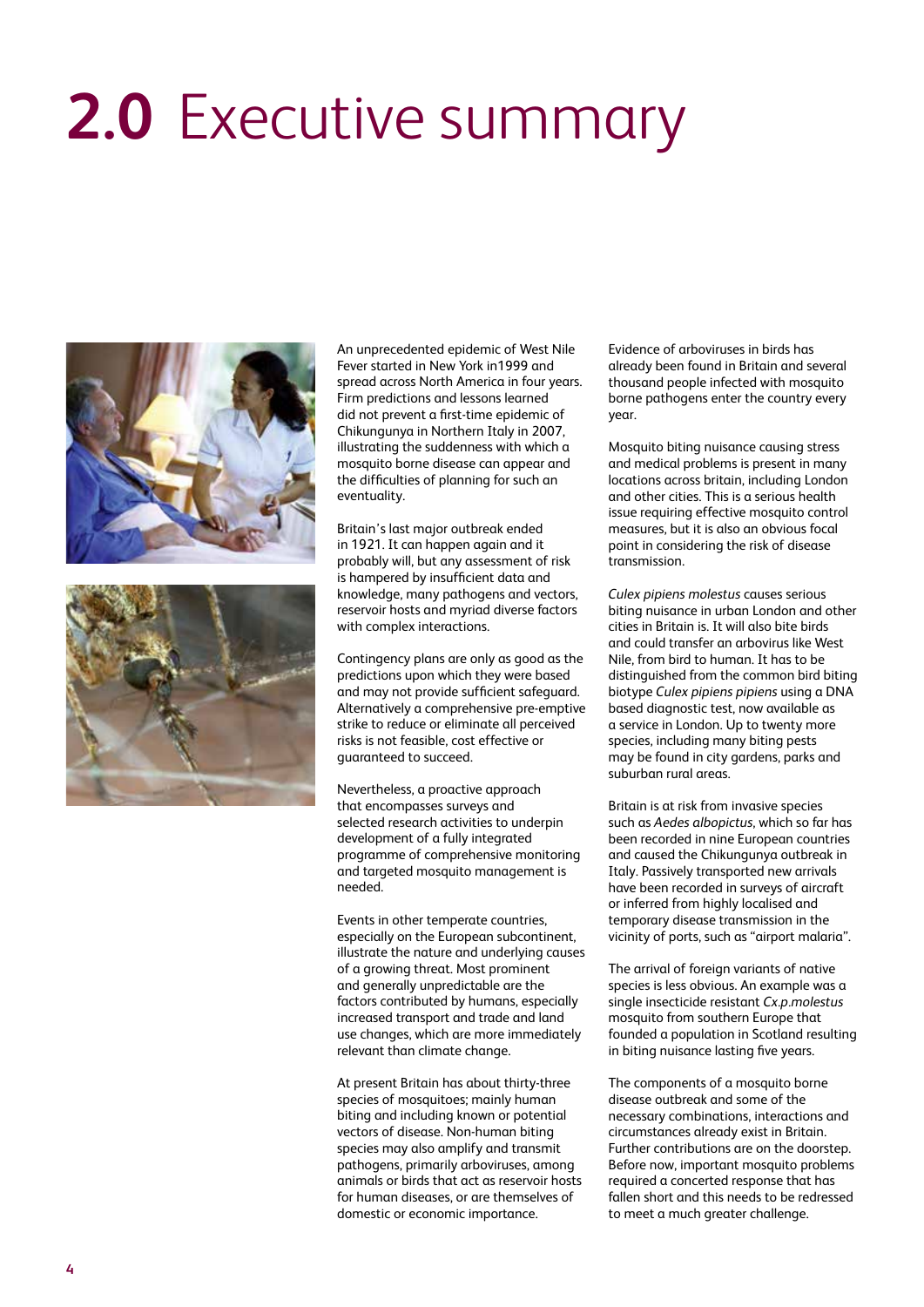# 2.0 Executive summary

An unprecedented epidemic of West Nile Fever started in New York in1999 and spread across North America in four years. Firm predictions and lessons learned did not prevent a first-time epidemic of Chikungunya in Northern Italy in 2007, illustrating the suddenness with which a mosquito borne disease can appear and the difficulties of planning for such an eventuality.

Britain's last major outbreak ended in 1921. It can happen again and it probably will, but any assessment of risk is hampered by insufficient data and knowledge, many pathogens and vectors, reservoir hosts and myriad diverse factors with complex interactions.

Contingency plans are only as good as the predictions upon which they were based and may not provide sufficient safeguard. Alternatively a comprehensive pre-emptive strike to reduce or eliminate all perceived risks is not feasible, cost effective or guaranteed to succeed.

Nevertheless, a proactive approach that encompasses surveys and selected research activities to underpin development of a fully integrated programme of comprehensive monitoring and targeted mosquito management is needed.

Events in other temperate countries, especially on the European subcontinent, illustrate the nature and underlying causes of a growing threat. Most prominent and generally unpredictable are the factors contributed by humans, especially increased transport and trade and land use changes, which are more immediately relevant than climate change.

At present Britain has about thirty-three species of mosquitoes; mainly human biting and including known or potential vectors of disease. Non-human biting species may also amplify and transmit pathogens, primarily arboviruses, among animals or birds that act as reservoir hosts for human diseases, or are themselves of domestic or economic importance.

Evidence of arboviruses in birds has already been found in Britain and several thousand people infected with mosquito borne pathogens enter the country every year.

Mosquito biting nuisance causing stress and medical problems is present in many locations across britain, including London and other cities. This is a serious health issue requiring effective mosquito control measures, but it is also an obvious focal point in considering the risk of disease transmission.

*Culex pipiens molestus* causes serious biting nuisance in urban London and other cities in Britain is. It will also bite birds and could transfer an arbovirus like West Nile, from bird to human. It has to be distinguished from the common bird biting biotype *Culex pipiens pipiens* using a DNA based diagnostic test, now available as a service in London. Up to twenty more species, including many biting pests may be found in city gardens, parks and suburban rural areas.

Britain is at risk from invasive species such as *Aedes albopictus*, which so far has been recorded in nine European countries and caused the Chikungunya outbreak in Italy. Passively transported new arrivals have been recorded in surveys of aircraft or inferred from highly localised and temporary disease transmission in the vicinity of ports, such as "airport malaria".

The arrival of foreign variants of native species is less obvious. An example was a single insecticide resistant *Cx.p.molestus* mosquito from southern Europe that founded a population in Scotland resulting in biting nuisance lasting five years.

The components of a mosquito borne disease outbreak and some of the necessary combinations, interactions and circumstances already exist in Britain. Further contributions are on the doorstep. Before now, important mosquito problems required a concerted response that has fallen short and this needs to be redressed to meet a much greater challenge.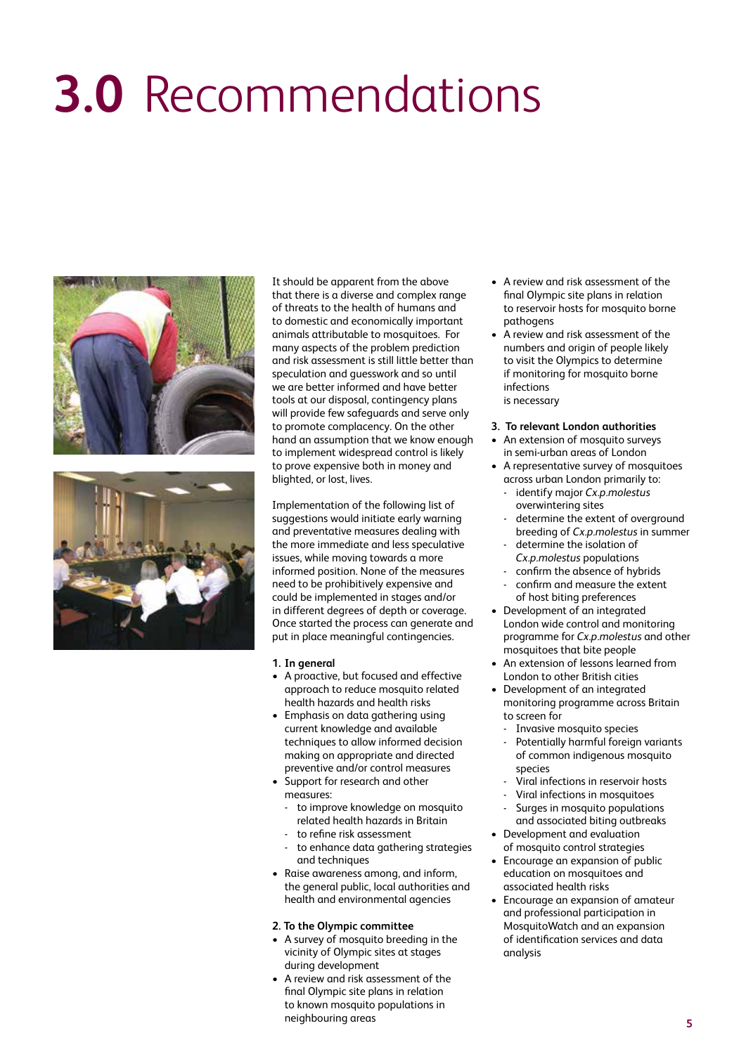# 3.0 Recommendations

It should be apparent from the above that there is a diverse and complex range of threats to the health of humans and to domestic and economically important animals attributable to mosquitoes. For many aspects of the problem prediction and risk assessment is still little better than speculation and guesswork and so until we are better informed and have better tools at our disposal, contingency plans will provide few safeguards and serve only to promote complacency. On the other hand an assumption that we know enough to implement widespread control is likely to prove expensive both in money and blighted, or lost, lives.

Implementation of the following list of suggestions would initiate early warning and preventative measures dealing with the more immediate and less speculative issues, while moving towards a more informed position. None of the measures need to be prohibitively expensive and could be implemented in stages and/or in different degrees of depth or coverage. Once started the process can generate and put in place meaningful contingencies.

**1. In general**

- A proactive, but focused and effective approach to reduce mosquito related health hazards and health risks
- Emphasis on data gathering using current knowledge and available techniques to allow informed decision making on appropriate and directed preventive and/or control measures
- Support for research and other measures:
  - to improve knowledge on mosquito related health hazards in Britain
  - to refine risk assessment
  - to enhance data gathering strategies and techniques
- Raise awareness among, and inform, the general public, local authorities and health and environmental agencies

**2. To the Olympic committee**

- A survey of mosquito breeding in the vicinity of Olympic sites at stages during development
- A review and risk assessment of the final Olympic site plans in relation to known mosquito populations in neighbouring areas
- A review and risk assessment of the final Olympic site plans in relation to reservoir hosts for mosquito borne pathogens
- A review and risk assessment of the numbers and origin of people likely to visit the Olympics to determine if monitoring for mosquito borne infections is necessary

**3. To relevant London authorities**

- An extension of mosquito surveys in semi-urban areas of London
- A representative survey of mosquitoes across urban London primarily to:
  - identify major *Cx.p.molestus* overwintering sites
  - determine the extent of overground breeding of *Cx.p.molestus* in summer
  - determine the isolation of *Cx.p.molestus* populations
  - confirm the absence of hybrids
  - confirm and measure the extent of host biting preferences
- Development of an integrated London wide control and monitoring programme for *Cx.p.molestus* and other mosquitoes that bite people
- An extension of lessons learned from London to other British cities
- Development of an integrated monitoring programme across Britain to screen for
  - Invasive mosquito species
  - Potentially harmful foreign variants of common indigenous mosquito species
  - Viral infections in reservoir hosts
  - Viral infections in mosquitoes
  - Surges in mosquito populations and associated biting outbreaks
- Development and evaluation of mosquito control strategies
- Encourage an expansion of public education on mosquitoes and associated health risks
- Encourage an expansion of amateur and professional participation in MosquitoWatch and an expansion of identification services and data analysis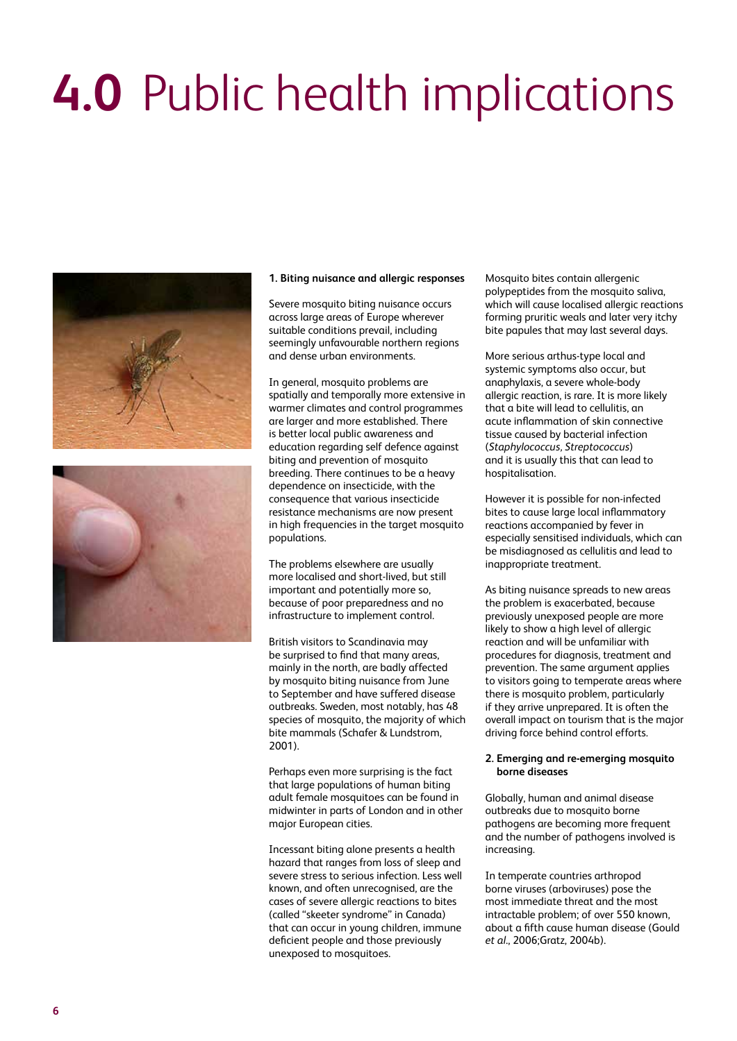# 4.0 Public health implications

**1. Biting nuisance and allergic responses**

Severe mosquito biting nuisance occurs across large areas of Europe wherever suitable conditions prevail, including seemingly unfavourable northern regions and dense urban environments.

In general, mosquito problems are spatially and temporally more extensive in warmer climates and control programmes are larger and more established. There is better local public awareness and education regarding self defence against biting and prevention of mosquito breeding. There continues to be a heavy dependence on insecticide, with the consequence that various insecticide resistance mechanisms are now present in high frequencies in the target mosquito populations.

The problems elsewhere are usually more localised and short-lived, but still important and potentially more so, because of poor preparedness and no infrastructure to implement control.

British visitors to Scandinavia may be surprised to find that many areas, mainly in the north, are badly affected by mosquito biting nuisance from June to September and have suffered disease outbreaks. Sweden, most notably, has 48 species of mosquito, the majority of which bite mammals (Schafer & Lundstrom, 2001).

Perhaps even more surprising is the fact that large populations of human biting adult female mosquitoes can be found in midwinter in parts of London and in other major European cities.

Incessant biting alone presents a health hazard that ranges from loss of sleep and severe stress to serious infection. Less well known, and often unrecognised, are the cases of severe allergic reactions to bites (called "skeeter syndrome" in Canada) that can occur in young children, immune deficient people and those previously unexposed to mosquitoes.

Mosquito bites contain allergenic polypeptides from the mosquito saliva, which will cause localised allergic reactions forming pruritic weals and later very itchy bite papules that may last several days.

More serious arthus-type local and systemic symptoms also occur, but anaphylaxis, a severe whole-body allergic reaction, is rare. It is more likely that a bite will lead to cellulitis, an acute inflammation of skin connective tissue caused by bacterial infection (*Staphylococcus*, *Streptococcus*) and it is usually this that can lead to hospitalisation.

However it is possible for non-infected bites to cause large local inflammatory reactions accompanied by fever in especially sensitised individuals, which can be misdiagnosed as cellulitis and lead to inappropriate treatment.

As biting nuisance spreads to new areas the problem is exacerbated, because previously unexposed people are more likely to show a high level of allergic reaction and will be unfamiliar with procedures for diagnosis, treatment and prevention. The same argument applies to visitors going to temperate areas where there is mosquito problem, particularly if they arrive unprepared. It is often the overall impact on tourism that is the major driving force behind control efforts.

**2. Emerging and re-emerging mosquito borne diseases**

Globally, human and animal disease outbreaks due to mosquito borne pathogens are becoming more frequent and the number of pathogens involved is increasing.

In temperate countries arthropod borne viruses (arboviruses) pose the most immediate threat and the most intractable problem; of over 550 known, about a fifth cause human disease (Gould *et al.*, 2006;Gratz, 2004b).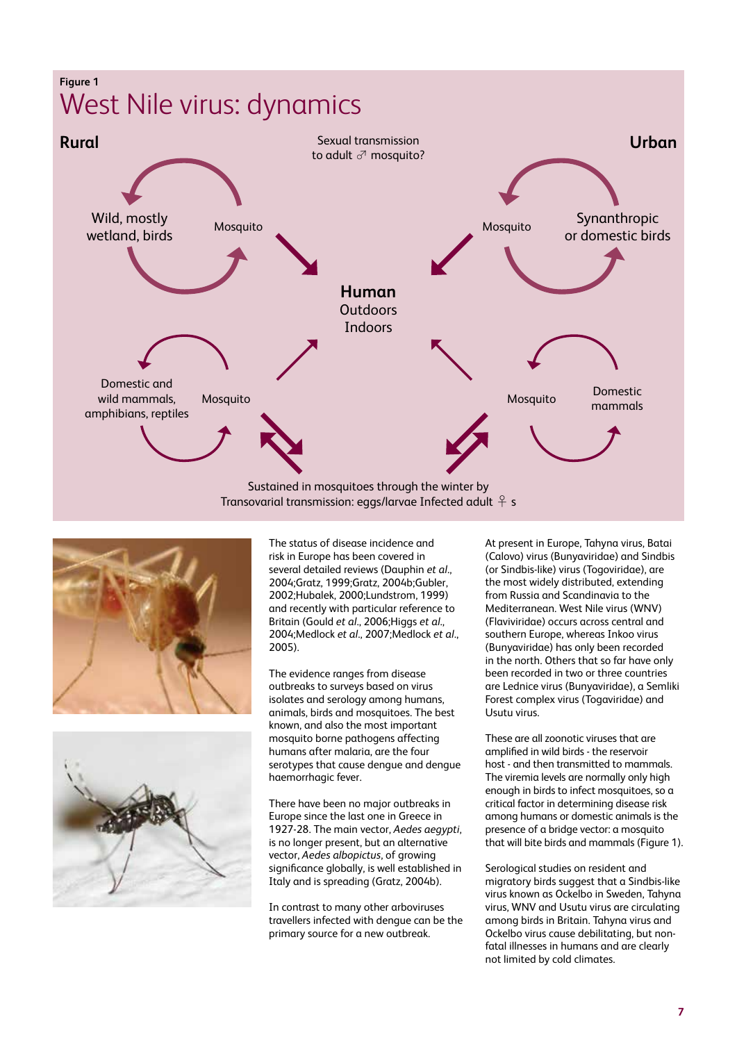Figure 1

## West Nile virus: dynamics

**Rural**

Sexual transmission to adult ♂ mosquito?

**Urban**

Wild, mostly wetland, birds — Mosquito

Mosquito — Synanthropic or domestic birds

**Human**
Outdoors
Indoors

Domestic and wild mammals, amphibians, reptiles — Mosquito

Mosquito — Domestic mammals

Sustained in mosquitoes through the winter by
Transovarial transmission: eggs/larvae Infected adult ♀ s

The status of disease incidence and risk in Europe has been covered in several detailed reviews (Dauphin *et al*., 2004;Gratz, 1999;Gratz, 2004b;Gubler, 2002;Hubalek, 2000;Lundstrom, 1999) and recently with particular reference to Britain (Gould *et al*., 2006;Higgs *et al*., 2004;Medlock *et al*., 2007;Medlock *et al*., 2005).

The evidence ranges from disease outbreaks to surveys based on virus isolates and serology among humans, animals, birds and mosquitoes. The best known, and also the most important mosquito borne pathogens affecting humans after malaria, are the four serotypes that cause dengue and dengue haemorrhagic fever.

There have been no major outbreaks in Europe since the last one in Greece in 1927-28. The main vector, *Aedes aegypti*, is no longer present, but an alternative vector, *Aedes albopictus*, of growing significance globally, is well established in Italy and is spreading (Gratz, 2004b).

In contrast to many other arboviruses travellers infected with dengue can be the primary source for a new outbreak.

At present in Europe, Tahyna virus, Batai (Calovo) virus (Bunyaviridae) and Sindbis (or Sindbis-like) virus (Togoviridae), are the most widely distributed, extending from Russia and Scandinavia to the Mediterranean. West Nile virus (WNV) (Flaviviridae) occurs across central and southern Europe, whereas Inkoo virus (Bunyaviridae) has only been recorded in the north. Others that so far have only been recorded in two or three countries are Lednice virus (Bunyaviridae), a Semliki Forest complex virus (Togaviridae) and Usutu virus.

These are all zoonotic viruses that are amplified in wild birds - the reservoir host - and then transmitted to mammals. The viremia levels are normally only high enough in birds to infect mosquitoes, so a critical factor in determining disease risk among humans or domestic animals is the presence of a bridge vector: a mosquito that will bite birds and mammals (Figure 1).

Serological studies on resident and migratory birds suggest that a Sindbis-like virus known as Ockelbo in Sweden, Tahyna virus, WNV and Usutu virus are circulating among birds in Britain. Tahyna virus and Ockelbo virus cause debilitating, but non-fatal illnesses in humans and are clearly not limited by cold climates.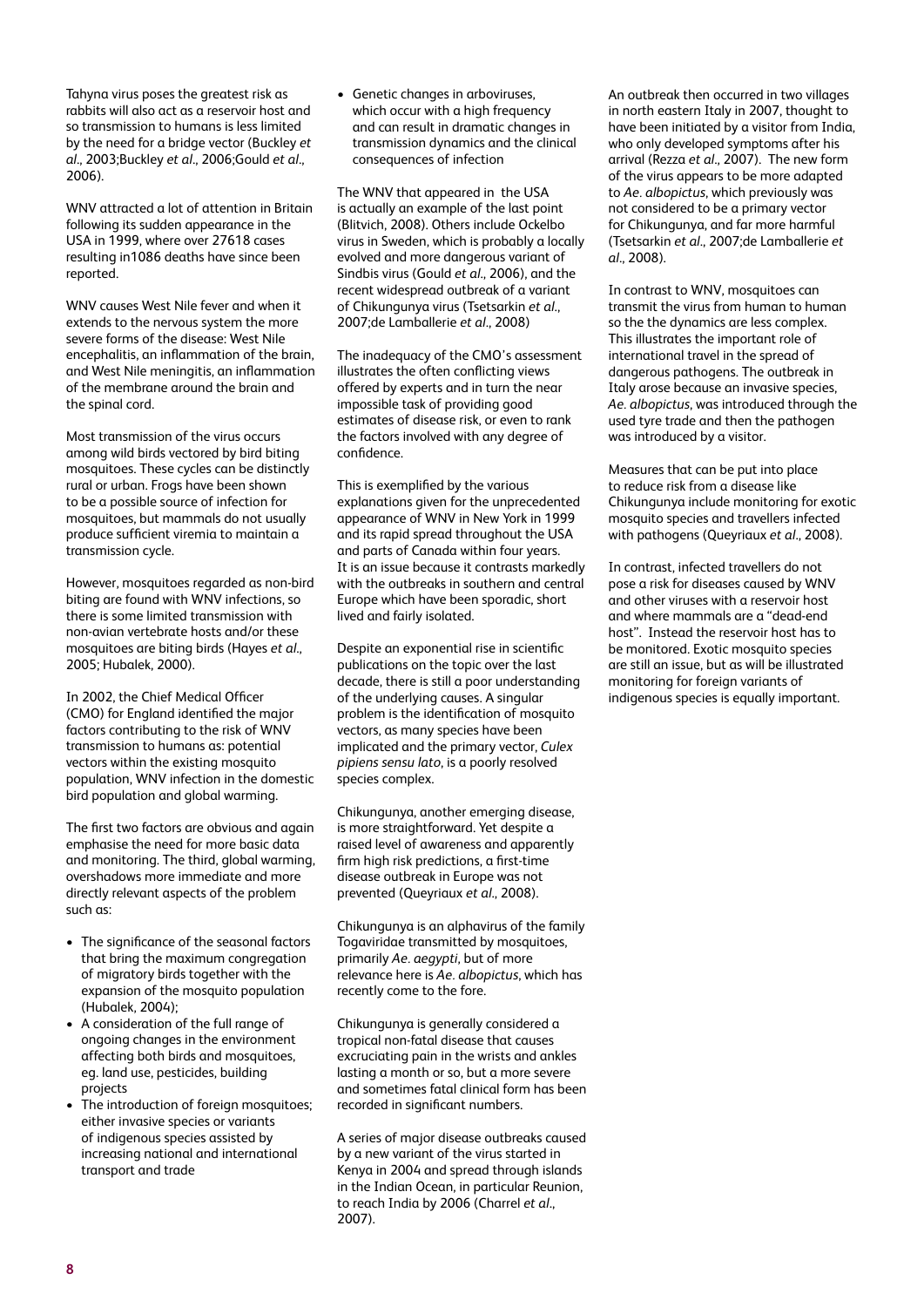Tahyna virus poses the greatest risk as rabbits will also act as a reservoir host and so transmission to humans is less limited by the need for a bridge vector (Buckley *et al*., 2003;Buckley *et al*., 2006;Gould *et al*., 2006).

WNV attracted a lot of attention in Britain following its sudden appearance in the USA in 1999, where over 27618 cases resulting in1086 deaths have since been reported.

WNV causes West Nile fever and when it extends to the nervous system the more severe forms of the disease: West Nile encephalitis, an inflammation of the brain, and West Nile meningitis, an inflammation of the membrane around the brain and the spinal cord.

Most transmission of the virus occurs among wild birds vectored by bird biting mosquitoes. These cycles can be distinctly rural or urban. Frogs have been shown to be a possible source of infection for mosquitoes, but mammals do not usually produce sufficient viremia to maintain a transmission cycle.

However, mosquitoes regarded as non-bird biting are found with WNV infections, so there is some limited transmission with non-avian vertebrate hosts and/or these mosquitoes are biting birds (Hayes *et al*., 2005; Hubalek, 2000).

In 2002, the Chief Medical Officer (CMO) for England identified the major factors contributing to the risk of WNV transmission to humans as: potential vectors within the existing mosquito population, WNV infection in the domestic bird population and global warming.

The first two factors are obvious and again emphasise the need for more basic data and monitoring. The third, global warming, overshadows more immediate and more directly relevant aspects of the problem such as:

- The significance of the seasonal factors that bring the maximum congregation of migratory birds together with the expansion of the mosquito population (Hubalek, 2004);
- A consideration of the full range of ongoing changes in the environment affecting both birds and mosquitoes, eg. land use, pesticides, building projects
- The introduction of foreign mosquitoes; either invasive species or variants of indigenous species assisted by increasing national and international transport and trade
- Genetic changes in arboviruses, which occur with a high frequency and can result in dramatic changes in transmission dynamics and the clinical consequences of infection

The WNV that appeared in the USA is actually an example of the last point (Blitvich, 2008). Others include Ockelbo virus in Sweden, which is probably a locally evolved and more dangerous variant of Sindbis virus (Gould *et al*., 2006), and the recent widespread outbreak of a variant of Chikungunya virus (Tsetsarkin *et al*., 2007;de Lamballerie *et al*., 2008)

The inadequacy of the CMO's assessment illustrates the often conflicting views offered by experts and in turn the near impossible task of providing good estimates of disease risk, or even to rank the factors involved with any degree of confidence.

This is exemplified by the various explanations given for the unprecedented appearance of WNV in New York in 1999 and its rapid spread throughout the USA and parts of Canada within four years. It is an issue because it contrasts markedly with the outbreaks in southern and central Europe which have been sporadic, short lived and fairly isolated.

Despite an exponential rise in scientific publications on the topic over the last decade, there is still a poor understanding of the underlying causes. A singular problem is the identification of mosquito vectors, as many species have been implicated and the primary vector, *Culex pipiens sensu lato*, is a poorly resolved species complex.

Chikungunya, another emerging disease, is more straightforward. Yet despite a raised level of awareness and apparently firm high risk predictions, a first-time disease outbreak in Europe was not prevented (Queyriaux *et al*., 2008).

Chikungunya is an alphavirus of the family Togaviridae transmitted by mosquitoes, primarily *Ae. aegypti*, but of more relevance here is *Ae. albopictus*, which has recently come to the fore.

Chikungunya is generally considered a tropical non-fatal disease that causes excruciating pain in the wrists and ankles lasting a month or so, but a more severe and sometimes fatal clinical form has been recorded in significant numbers.

A series of major disease outbreaks caused by a new variant of the virus started in Kenya in 2004 and spread through islands in the Indian Ocean, in particular Reunion, to reach India by 2006 (Charrel *et al*., 2007).

An outbreak then occurred in two villages in north eastern Italy in 2007, thought to have been initiated by a visitor from India, who only developed symptoms after his arrival (Rezza *et al*., 2007). The new form of the virus appears to be more adapted to *Ae. albopictus*, which previously was not considered to be a primary vector for Chikungunya, and far more harmful (Tsetsarkin *et al*., 2007;de Lamballerie *et al*., 2008).

In contrast to WNV, mosquitoes can transmit the virus from human to human so the the dynamics are less complex. This illustrates the important role of international travel in the spread of dangerous pathogens. The outbreak in Italy arose because an invasive species, *Ae. albopictus*, was introduced through the used tyre trade and then the pathogen was introduced by a visitor.

Measures that can be put into place to reduce risk from a disease like Chikungunya include monitoring for exotic mosquito species and travellers infected with pathogens (Queyriaux *et al*., 2008).

In contrast, infected travellers do not pose a risk for diseases caused by WNV and other viruses with a reservoir host and where mammals are a "dead-end host". Instead the reservoir host has to be monitored. Exotic mosquito species are still an issue, but as will be illustrated monitoring for foreign variants of indigenous species is equally important.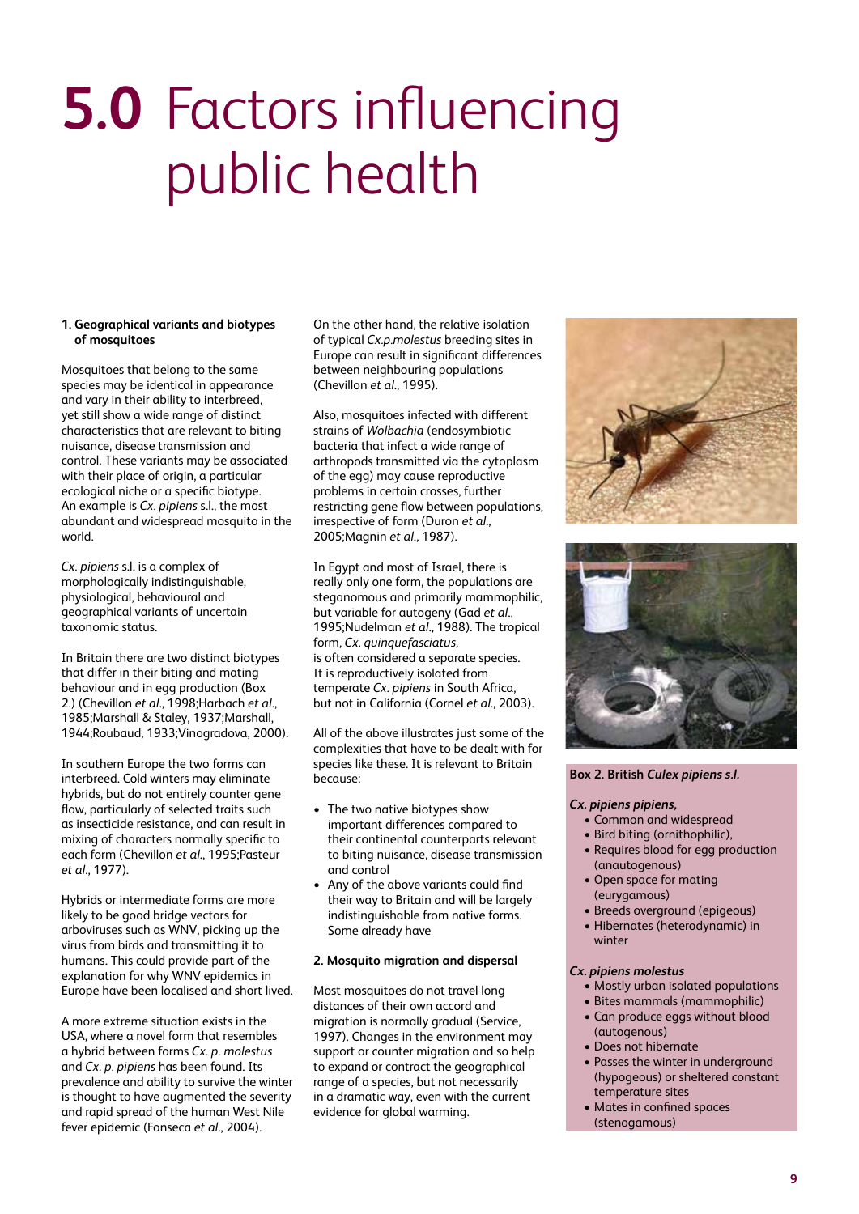# 5.0 Factors influencing public health

**1. Geographical variants and biotypes of mosquitoes**

Mosquitoes that belong to the same species may be identical in appearance and vary in their ability to interbreed, yet still show a wide range of distinct characteristics that are relevant to biting nuisance, disease transmission and control. These variants may be associated with their place of origin, a particular ecological niche or a specific biotype. An example is *Cx. pipiens* s.l., the most abundant and widespread mosquito in the world.

*Cx. pipiens* s.l. is a complex of morphologically indistinguishable, physiological, behavioural and geographical variants of uncertain taxonomic status.

In Britain there are two distinct biotypes that differ in their biting and mating behaviour and in egg production (Box 2.) (Chevillon *et al*., 1998;Harbach *et al*., 1985;Marshall & Staley, 1937;Marshall, 1944;Roubaud, 1933;Vinogradova, 2000).

In southern Europe the two forms can interbreed. Cold winters may eliminate hybrids, but do not entirely counter gene flow, particularly of selected traits such as insecticide resistance, and can result in mixing of characters normally specific to each form (Chevillon *et al*., 1995;Pasteur *et al*., 1977).

Hybrids or intermediate forms are more likely to be good bridge vectors for arboviruses such as WNV, picking up the virus from birds and transmitting it to humans. This could provide part of the explanation for why WNV epidemics in Europe have been localised and short lived.

A more extreme situation exists in the USA, where a novel form that resembles a hybrid between forms *Cx. p. molestus* and *Cx. p. pipiens* has been found. Its prevalence and ability to survive the winter is thought to have augmented the severity and rapid spread of the human West Nile fever epidemic (Fonseca *et al*., 2004).

On the other hand, the relative isolation of typical *Cx.p.molestus* breeding sites in Europe can result in significant differences between neighbouring populations (Chevillon *et al*., 1995).

Also, mosquitoes infected with different strains of *Wolbachia* (endosymbiotic bacteria that infect a wide range of arthropods transmitted via the cytoplasm of the egg) may cause reproductive problems in certain crosses, further restricting gene flow between populations, irrespective of form (Duron *et al*., 2005;Magnin *et al*., 1987).

In Egypt and most of Israel, there is really only one form, the populations are steganomous and primarily mammophilic, but variable for autogeny (Gad *et al*., 1995;Nudelman *et al*., 1988). The tropical form, *Cx. quinquefasciatus*, is often considered a separate species. It is reproductively isolated from temperate *Cx. pipiens* in South Africa, but not in California (Cornel *et al*., 2003).

All of the above illustrates just some of the complexities that have to be dealt with for species like these. It is relevant to Britain because:

- The two native biotypes show important differences compared to their continental counterparts relevant to biting nuisance, disease transmission and control
- Any of the above variants could find their way to Britain and will be largely indistinguishable from native forms. Some already have

**2. Mosquito migration and dispersal**

Most mosquitoes do not travel long distances of their own accord and migration is normally gradual (Service, 1997). Changes in the environment may support or counter migration and so help to expand or contract the geographical range of a species, but not necessarily in a dramatic way, even with the current evidence for global warming.

**Box 2. British *Culex pipiens s.l.***

***Cx. pipiens pipiens,***

- Common and widespread
- Bird biting (ornithophilic),
- Requires blood for egg production (anautogenous)
- Open space for mating (eurygamous)
- Breeds overground (epigeous)
- Hibernates (heterodynamic) in winter

***Cx. pipiens molestus***

- Mostly urban isolated populations
- Bites mammals (mammophilic)
- Can produce eggs without blood (autogenous)
- Does not hibernate
- Passes the winter in underground (hypogeous) or sheltered constant temperature sites
- Mates in confined spaces (stenogamous)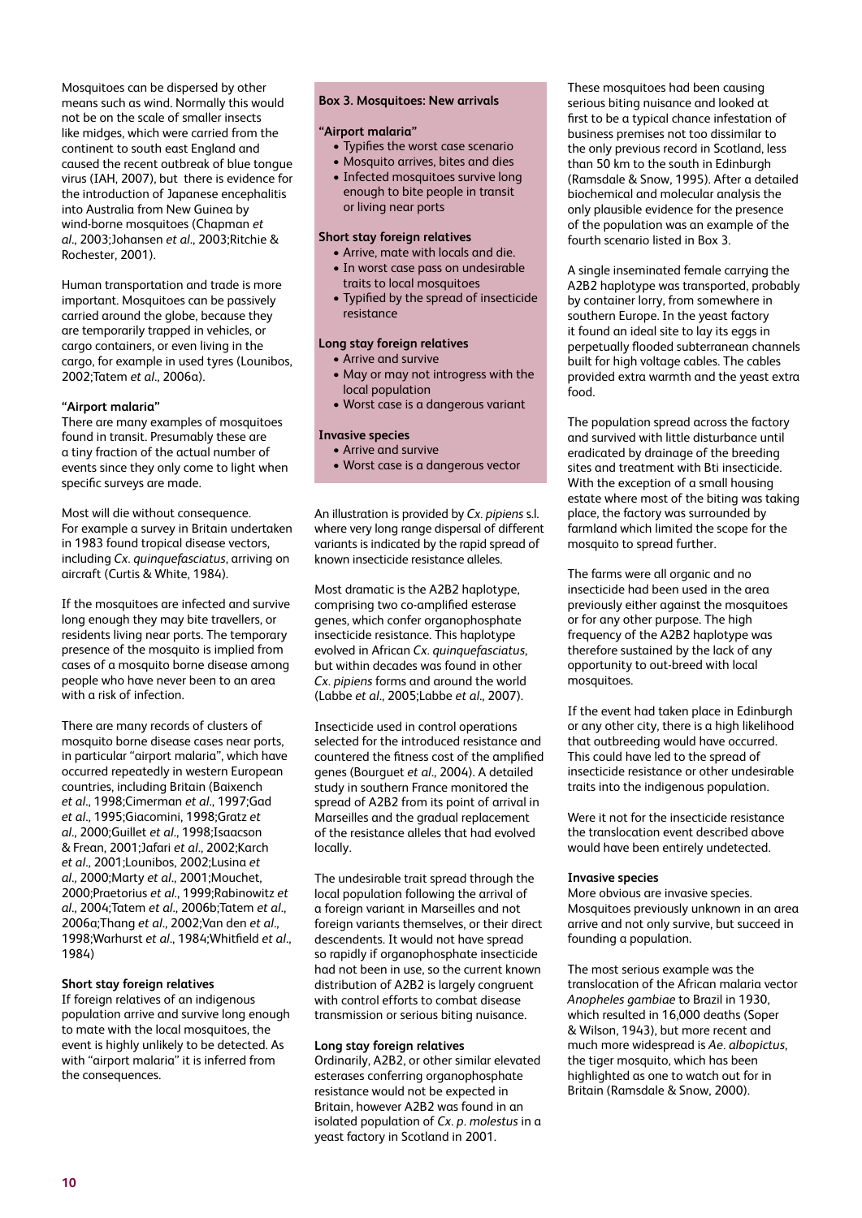Mosquitoes can be dispersed by other means such as wind. Normally this would not be on the scale of smaller insects like midges, which were carried from the continent to south east England and caused the recent outbreak of blue tongue virus (IAH, 2007), but there is evidence for the introduction of Japanese encephalitis into Australia from New Guinea by wind-borne mosquitoes (Chapman *et al*., 2003;Johansen *et al*., 2003;Ritchie & Rochester, 2001).

Human transportation and trade is more important. Mosquitoes can be passively carried around the globe, because they are temporarily trapped in vehicles, or cargo containers, or even living in the cargo, for example in used tyres (Lounibos, 2002;Tatem *et al*., 2006a).

**"Airport malaria"**

There are many examples of mosquitoes found in transit. Presumably these are a tiny fraction of the actual number of events since they only come to light when specific surveys are made.

Most will die without consequence. For example a survey in Britain undertaken in 1983 found tropical disease vectors, including *Cx. quinquefasciatus*, arriving on aircraft (Curtis & White, 1984).

If the mosquitoes are infected and survive long enough they may bite travellers, or residents living near ports. The temporary presence of the mosquito is implied from cases of a mosquito borne disease among people who have never been to an area with a risk of infection.

There are many records of clusters of mosquito borne disease cases near ports, in particular "airport malaria", which have occurred repeatedly in western European countries, including Britain (Baixench *et al*., 1998;Cimerman *et al*., 1997;Gad *et al*., 1995;Giacomini, 1998;Gratz *et al*., 2000;Guillet *et al*., 1998;Isaacson & Frean, 2001;Jafari *et al*., 2002;Karch *et al*., 2001;Lounibos, 2002;Lusina *et al*., 2000;Marty *et al*., 2001;Mouchet, 2000;Praetorius *et al*., 1999;Rabinowitz *et al*., 2004;Tatem *et al*., 2006b;Tatem *et al*., 2006a;Thang *et al*., 2002;Van den *et al*., 1998;Warhurst *et al*., 1984;Whitfield *et al*., 1984)

**Short stay foreign relatives**

If foreign relatives of an indigenous population arrive and survive long enough to mate with the local mosquitoes, the event is highly unlikely to be detected. As with "airport malaria" it is inferred from the consequences.

**Box 3. Mosquitoes: New arrivals**

**"Airport malaria"**

- Typifies the worst case scenario
- Mosquito arrives, bites and dies
- Infected mosquitoes survive long enough to bite people in transit or living near ports

**Short stay foreign relatives**

- Arrive, mate with locals and die.
- In worst case pass on undesirable traits to local mosquitoes
- Typified by the spread of insecticide resistance

**Long stay foreign relatives**

- Arrive and survive
- May or may not introgress with the local population
- Worst case is a dangerous variant

**Invasive species**

- Arrive and survive
- Worst case is a dangerous vector

An illustration is provided by *Cx. pipiens* s.l. where very long range dispersal of different variants is indicated by the rapid spread of known insecticide resistance alleles.

Most dramatic is the A2B2 haplotype, comprising two co-amplified esterase genes, which confer organophosphate insecticide resistance. This haplotype evolved in African *Cx. quinquefasciatus*, but within decades was found in other *Cx. pipiens* forms and around the world (Labbe *et al*., 2005;Labbe *et al*., 2007).

Insecticide used in control operations selected for the introduced resistance and countered the fitness cost of the amplified genes (Bourguet *et al*., 2004). A detailed study in southern France monitored the spread of A2B2 from its point of arrival in Marseilles and the gradual replacement of the resistance alleles that had evolved locally.

The undesirable trait spread through the local population following the arrival of a foreign variant in Marseilles and not foreign variants themselves, or their direct descendents. It would not have spread so rapidly if organophosphate insecticide had not been in use, so the current known distribution of A2B2 is largely congruent with control efforts to combat disease transmission or serious biting nuisance.

**Long stay foreign relatives**

Ordinarily, A2B2, or other similar elevated esterases conferring organophosphate resistance would not be expected in Britain, however A2B2 was found in an isolated population of *Cx. p. molestus* in a yeast factory in Scotland in 2001.

These mosquitoes had been causing serious biting nuisance and looked at first to be a typical chance infestation of business premises not too dissimilar to the only previous record in Scotland, less than 50 km to the south in Edinburgh (Ramsdale & Snow, 1995). After a detailed biochemical and molecular analysis the only plausible evidence for the presence of the population was an example of the fourth scenario listed in Box 3.

A single inseminated female carrying the A2B2 haplotype was transported, probably by container lorry, from somewhere in southern Europe. In the yeast factory it found an ideal site to lay its eggs in perpetually flooded subterranean channels built for high voltage cables. The cables provided extra warmth and the yeast extra food.

The population spread across the factory and survived with little disturbance until eradicated by drainage of the breeding sites and treatment with Bti insecticide. With the exception of a small housing estate where most of the biting was taking place, the factory was surrounded by farmland which limited the scope for the mosquito to spread further.

The farms were all organic and no insecticide had been used in the area previously either against the mosquitoes or for any other purpose. The high frequency of the A2B2 haplotype was therefore sustained by the lack of any opportunity to out-breed with local mosquitoes.

If the event had taken place in Edinburgh or any other city, there is a high likelihood that outbreeding would have occurred. This could have led to the spread of insecticide resistance or other undesirable traits into the indigenous population.

Were it not for the insecticide resistance the translocation event described above would have been entirely undetected.

**Invasive species**

More obvious are invasive species. Mosquitoes previously unknown in an area arrive and not only survive, but succeed in founding a population.

The most serious example was the translocation of the African malaria vector *Anopheles gambiae* to Brazil in 1930, which resulted in 16,000 deaths (Soper & Wilson, 1943), but more recent and much more widespread is *Ae. albopictus*, the tiger mosquito, which has been highlighted as one to watch out for in Britain (Ramsdale & Snow, 2000).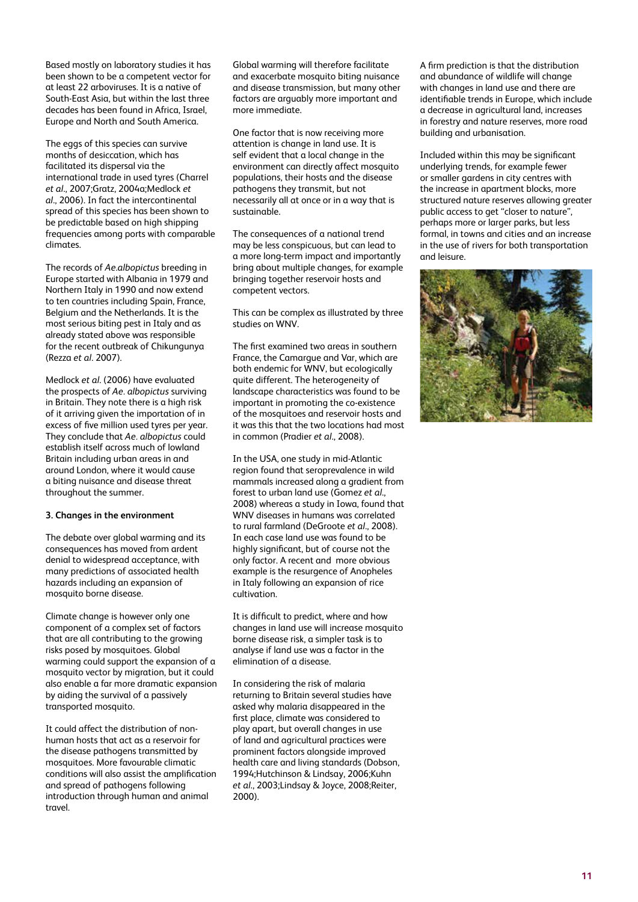Based mostly on laboratory studies it has been shown to be a competent vector for at least 22 arboviruses. It is a native of South-East Asia, but within the last three decades has been found in Africa, Israel, Europe and North and South America.

The eggs of this species can survive months of desiccation, which has facilitated its dispersal via the international trade in used tyres (Charrel *et al*., 2007;Gratz, 2004a;Medlock *et al*., 2006). In fact the intercontinental spread of this species has been shown to be predictable based on high shipping frequencies among ports with comparable climates.

The records of *Ae.albopictus* breeding in Europe started with Albania in 1979 and Northern Italy in 1990 and now extend to ten countries including Spain, France, Belgium and the Netherlands. It is the most serious biting pest in Italy and as already stated above was responsible for the recent outbreak of Chikungunya (Rezza *et al*. 2007).

Medlock *et al*. (2006) have evaluated the prospects of *Ae. albopictus* surviving in Britain. They note there is a high risk of it arriving given the importation of in excess of five million used tyres per year. They conclude that *Ae. albopictus* could establish itself across much of lowland Britain including urban areas in and around London, where it would cause a biting nuisance and disease threat throughout the summer.

**3. Changes in the environment**

The debate over global warming and its consequences has moved from ardent denial to widespread acceptance, with many predictions of associated health hazards including an expansion of mosquito borne disease.

Climate change is however only one component of a complex set of factors that are all contributing to the growing risks posed by mosquitoes. Global warming could support the expansion of a mosquito vector by migration, but it could also enable a far more dramatic expansion by aiding the survival of a passively transported mosquito.

It could affect the distribution of non-human hosts that act as a reservoir for the disease pathogens transmitted by mosquitoes. More favourable climatic conditions will also assist the amplification and spread of pathogens following introduction through human and animal travel.

Global warming will therefore facilitate and exacerbate mosquito biting nuisance and disease transmission, but many other factors are arguably more important and more immediate.

One factor that is now receiving more attention is change in land use. It is self evident that a local change in the environment can directly affect mosquito populations, their hosts and the disease pathogens they transmit, but not necessarily all at once or in a way that is sustainable.

The consequences of a national trend may be less conspicuous, but can lead to a more long-term impact and importantly bring about multiple changes, for example bringing together reservoir hosts and competent vectors.

This can be complex as illustrated by three studies on WNV.

The first examined two areas in southern France, the Camargue and Var, which are both endemic for WNV, but ecologically quite different. The heterogeneity of landscape characteristics was found to be important in promoting the co-existence of the mosquitoes and reservoir hosts and it was this that the two locations had most in common (Pradier *et al*., 2008).

In the USA, one study in mid-Atlantic region found that seroprevalence in wild mammals increased along a gradient from forest to urban land use (Gomez *et al*., 2008) whereas a study in Iowa, found that WNV diseases in humans was correlated to rural farmland (DeGroote *et al*., 2008). In each case land use was found to be highly significant, but of course not the only factor. A recent and more obvious example is the resurgence of Anopheles in Italy following an expansion of rice cultivation.

It is difficult to predict, where and how changes in land use will increase mosquito borne disease risk, a simpler task is to analyse if land use was a factor in the elimination of a disease.

In considering the risk of malaria returning to Britain several studies have asked why malaria disappeared in the first place, climate was considered to play apart, but overall changes in use of land and agricultural practices were prominent factors alongside improved health care and living standards (Dobson, 1994;Hutchinson & Lindsay, 2006;Kuhn *et al*., 2003;Lindsay & Joyce, 2008;Reiter, 2000).

A firm prediction is that the distribution and abundance of wildlife will change with changes in land use and there are identifiable trends in Europe, which include a decrease in agricultural land, increases in forestry and nature reserves, more road building and urbanisation.

Included within this may be significant underlying trends, for example fewer or smaller gardens in city centres with the increase in apartment blocks, more structured nature reserves allowing greater public access to get "closer to nature", perhaps more or larger parks, but less formal, in towns and cities and an increase in the use of rivers for both transportation and leisure.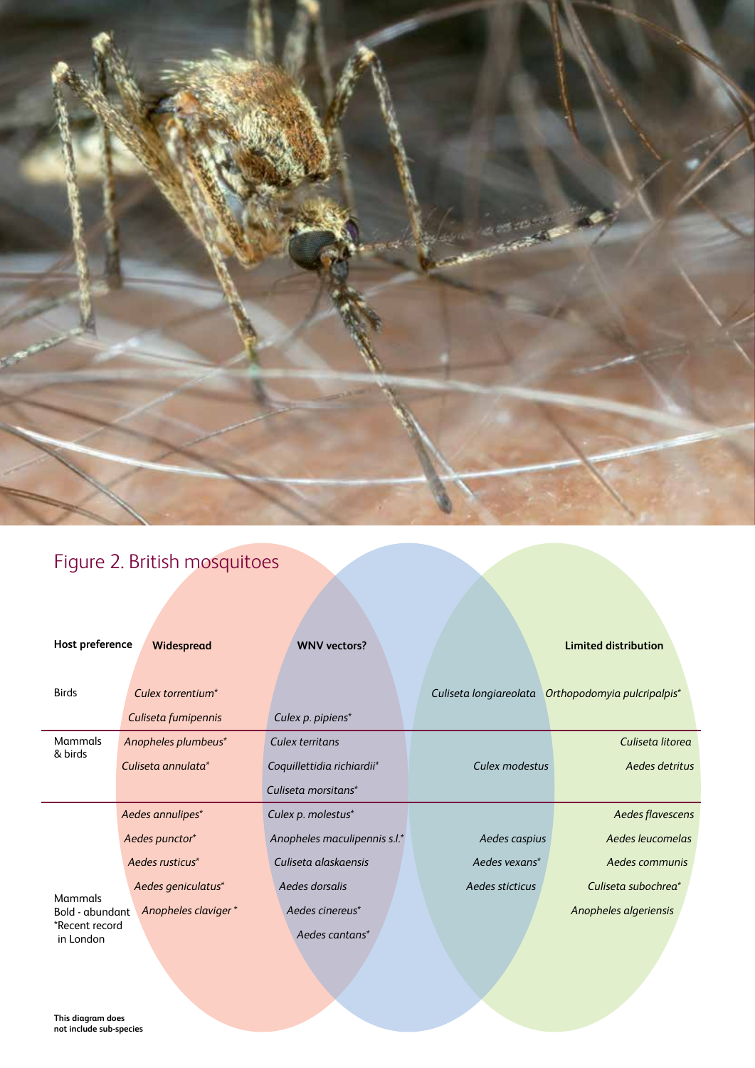## Figure 2. British mosquitoes

| Host preference | Widespread | Widespread / WNV vectors? | WNV vectors? / Limited distribution | Limited distribution |
|---|---|---|---|---|
| Birds | *Culex torrentium** | | *Culiseta longiareolata* | *Orthopodomyia pulcripalpis** |
| | *Culiseta fumipennis* | *Culex p. pipiens** | | |
| Mammals & birds | *Anopheles plumbeus** | *Culex territans* | | *Culiseta litorea* |
| | *Culiseta annulata** | *Coquillettidia richiardii** | *Culex modestus* | *Aedes detritus* |
| | | *Culiseta morsitans** | | |
| Mammals | *Aedes annulipes** | *Culex p. molestus** | | *Aedes flavescens* |
| | *Aedes punctor** | *Anopheles maculipennis s.l.** | *Aedes caspius* | *Aedes leucomelas* |
| | *Aedes rusticus** | *Culiseta alaskaensis* | *Aedes vexans** | *Aedes communis* |
| | *Aedes geniculatus** | *Aedes dorsalis* | *Aedes sticticus* | *Culiseta subochrea** |
| | *Anopheles claviger** | *Aedes cinereus** | | *Anopheles algeriensis* |
| | | *Aedes cantans** | | |

Bold - abundant
*Recent record in London

This diagram does not include sub-species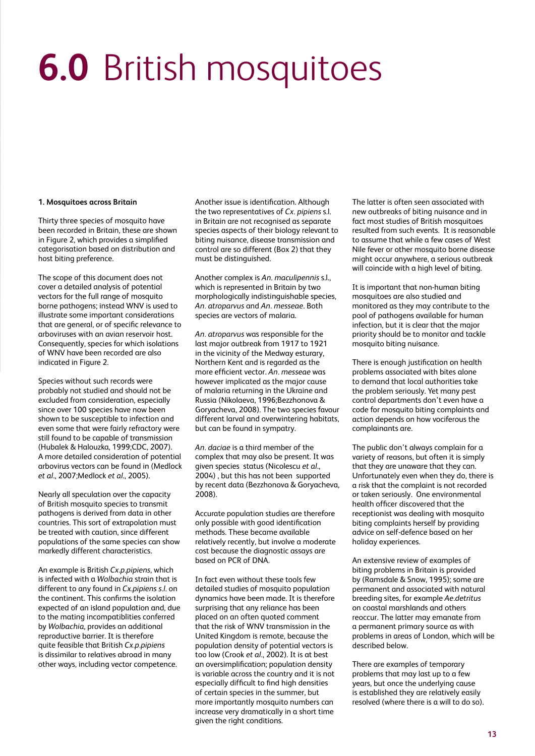# **6.0** British mosquitoes

**1. Mosquitoes across Britain**

Thirty three species of mosquito have been recorded in Britain, these are shown in Figure 2, which provides a simplified categorisation based on distribution and host biting preference.

The scope of this document does not cover a detailed analysis of potential vectors for the full range of mosquito borne pathogens; instead WNV is used to illustrate some important considerations that are general, or of specific relevance to arboviruses with an avian reservoir host. Consequently, species for which isolations of WNV have been recorded are also indicated in Figure 2.

Species without such records were probably not studied and should not be excluded from consideration, especially since over 100 species have now been shown to be susceptible to infection and even some that were fairly refractory were still found to be capable of transmission (Hubalek & Halouzka, 1999;CDC, 2007). A more detailed consideration of potential arbovirus vectors can be found in (Medlock *et al*., 2007;Medlock *et al*., 2005).

Nearly all speculation over the capacity of British mosquito species to transmit pathogens is derived from data in other countries. This sort of extrapolation must be treated with caution, since different populations of the same species can show markedly different characteristics.

An example is British *Cx.p.pipiens*, which is infected with a *Wolbachia* strain that is different to any found in *Cx.pipiens s.l.* on the continent. This confirms the isolation expected of an island population and, due to the mating incompatiblities conferred by *Wolbachia*, provides an additional reproductive barrier. It is therefore quite feasible that British *Cx.p.pipiens* is dissimilar to relatives abroad in many other ways, including vector competence.

Another issue is identification. Although the two representatives of *Cx. pipiens* s.l. in Britain are not recognised as separate species aspects of their biology relevant to biting nuisance, disease transmission and control are so different (Box 2) that they must be distinguished.

Another complex is *An. maculipennis* s.l., which is represented in Britain by two morphologically indistinguishable species, *An. atroparvus* and *An. messeae*. Both species are vectors of malaria.

*An. atroparvus* was responsible for the last major outbreak from 1917 to 1921 in the vicinity of the Medway esturary, Northern Kent and is regarded as the more efficient vector. *An. messeae* was however implicated as the major cause of malaria returning in the Ukraine and Russia (Nikolaeva, 1996;Bezzhonova & Goryacheva, 2008). The two species favour different larval and overwintering habitats, but can be found in sympatry.

*An. daciae* is a third member of the complex that may also be present. It was given species status (Nicolescu *et al*., 2004) , but this has not been supported by recent data (Bezzhonova & Goryacheva, 2008).

Accurate population studies are therefore only possible with good identification methods. These became available relatively recently, but involve a moderate cost because the diagnostic assays are based on PCR of DNA.

In fact even without these tools few detailed studies of mosquito population dynamics have been made. It is therefore surprising that any reliance has been placed on an often quoted comment that the risk of WNV transmission in the United Kingdom is remote, because the population density of potential vectors is too low (Crook *et al*., 2002). It is at best an oversimplification; population density is variable across the country and it is not especially difficult to find high densities of certain species in the summer, but more importantly mosquito numbers can increase very dramatically in a short time given the right conditions.

The latter is often seen associated with new outbreaks of biting nuisance and in fact most studies of British mosquitoes resulted from such events. It is reasonable to assume that while a few cases of West Nile fever or other mosquito borne disease might occur anywhere, a serious outbreak will coincide with a high level of biting.

It is important that non-human biting mosquitoes are also studied and monitored as they may contribute to the pool of pathogens available for human infection, but it is clear that the major priority should be to monitor and tackle mosquito biting nuisance.

There is enough justification on health problems associated with bites alone to demand that local authorities take the problem seriously. Yet many pest control departments don't even have a code for mosquito biting complaints and action depends on how vociferous the complainants are.

The public don't always complain for a variety of reasons, but often it is simply that they are unaware that they can. Unfortunately even when they do, there is a risk that the complaint is not recorded or taken seriously. One environmental health officer discovered that the receptionist was dealing with mosquito biting complaints herself by providing advice on self-defence based on her holiday experiences.

An extensive review of examples of biting problems in Britain is provided by (Ramsdale & Snow, 1995); some are permanent and associated with natural breeding sites, for example *Ae.detritus* on coastal marshlands and others reoccur. The latter may emanate from a permanent primary source as with problems in areas of London, which will be described below.

There are examples of temporary problems that may last up to a few years, but once the underlying cause is established they are relatively easily resolved (where there is a will to do so).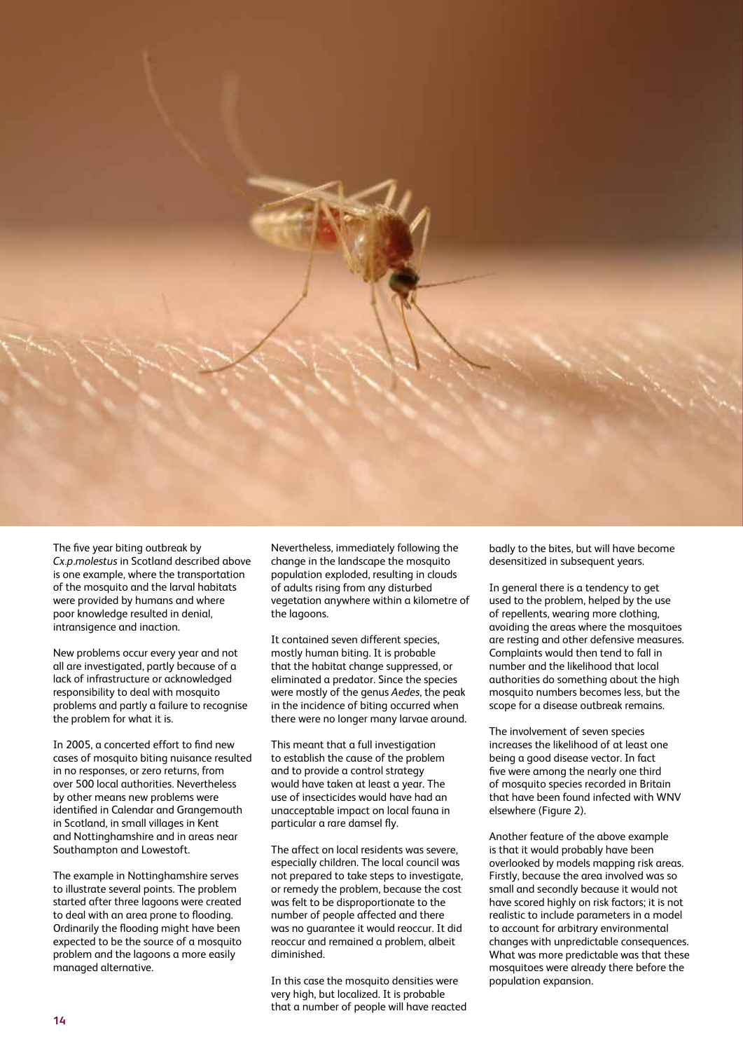The five year biting outbreak by *Cx.p.molestus* in Scotland described above is one example, where the transportation of the mosquito and the larval habitats were provided by humans and where poor knowledge resulted in denial, intransigence and inaction.

New problems occur every year and not all are investigated, partly because of a lack of infrastructure or acknowledged responsibility to deal with mosquito problems and partly a failure to recognise the problem for what it is.

In 2005, a concerted effort to find new cases of mosquito biting nuisance resulted in no responses, or zero returns, from over 500 local authorities. Nevertheless by other means new problems were identified in Calendar and Grangemouth in Scotland, in small villages in Kent and Nottinghamshire and in areas near Southampton and Lowestoft.

The example in Nottinghamshire serves to illustrate several points. The problem started after three lagoons were created to deal with an area prone to flooding. Ordinarily the flooding might have been expected to be the source of a mosquito problem and the lagoons a more easily managed alternative.

Nevertheless, immediately following the change in the landscape the mosquito population exploded, resulting in clouds of adults rising from any disturbed vegetation anywhere within a kilometre of the lagoons.

It contained seven different species, mostly human biting. It is probable that the habitat change suppressed, or eliminated a predator. Since the species were mostly of the genus *Aedes*, the peak in the incidence of biting occurred when there were no longer many larvae around.

This meant that a full investigation to establish the cause of the problem and to provide a control strategy would have taken at least a year. The use of insecticides would have had an unacceptable impact on local fauna in particular a rare damsel fly.

The affect on local residents was severe, especially children. The local council was not prepared to take steps to investigate, or remedy the problem, because the cost was felt to be disproportionate to the number of people affected and there was no guarantee it would reoccur. It did reoccur and remained a problem, albeit diminished.

In this case the mosquito densities were very high, but localized. It is probable that a number of people will have reacted badly to the bites, but will have become desensitized in subsequent years.

In general there is a tendency to get used to the problem, helped by the use of repellents, wearing more clothing, avoiding the areas where the mosquitoes are resting and other defensive measures. Complaints would then tend to fall in number and the likelihood that local authorities do something about the high mosquito numbers becomes less, but the scope for a disease outbreak remains.

The involvement of seven species increases the likelihood of at least one being a good disease vector. In fact five were among the nearly one third of mosquito species recorded in Britain that have been found infected with WNV elsewhere (Figure 2).

Another feature of the above example is that it would probably have been overlooked by models mapping risk areas. Firstly, because the area involved was so small and secondly because it would not have scored highly on risk factors; it is not realistic to include parameters in a model to account for arbitrary environmental changes with unpredictable consequences. What was more predictable was that these mosquitoes were already there before the population expansion.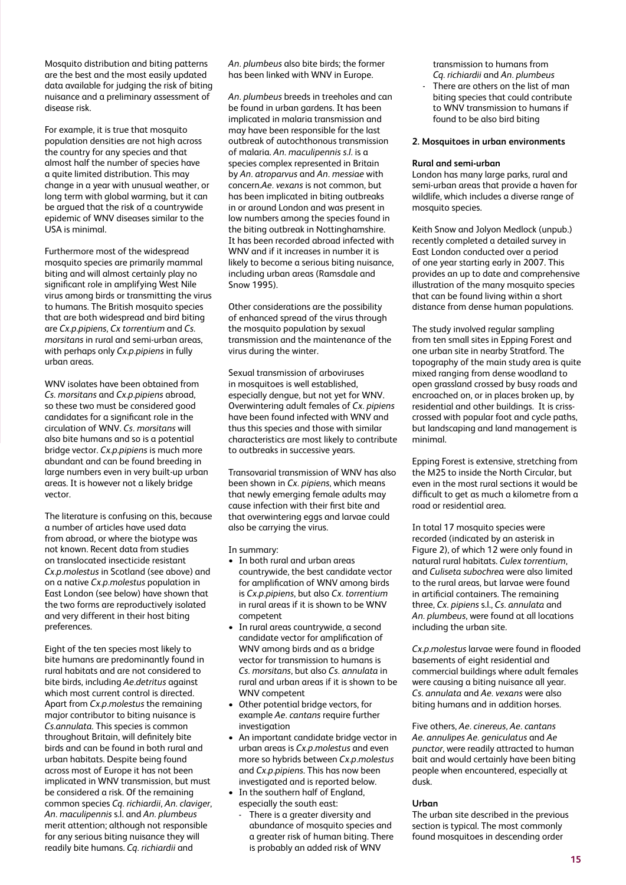Mosquito distribution and biting patterns are the best and the most easily updated data available for judging the risk of biting nuisance and a preliminary assessment of disease risk.

For example, it is true that mosquito population densities are not high across the country for any species and that almost half the number of species have a quite limited distribution. This may change in a year with unusual weather, or long term with global warming, but it can be argued that the risk of a countrywide epidemic of WNV diseases similar to the USA is minimal.

Furthermore most of the widespread mosquito species are primarily mammal biting and will almost certainly play no significant role in amplifying West Nile virus among birds or transmitting the virus to humans. The British mosquito species that are both widespread and bird biting are *Cx.p.pipiens*, *Cx torrentium* and *Cs. morsitans* in rural and semi-urban areas, with perhaps only *Cx.p.pipiens* in fully urban areas.

WNV isolates have been obtained from *Cs. morsitans* and *Cx.p.pipiens* abroad, so these two must be considered good candidates for a significant role in the circulation of WNV. *Cs. morsitans* will also bite humans and so is a potential bridge vector. *Cx.p.pipiens* is much more abundant and can be found breeding in large numbers even in very built-up urban areas. It is however not a likely bridge vector.

The literature is confusing on this, because a number of articles have used data from abroad, or where the biotype was not known. Recent data from studies on translocated insecticide resistant *Cx.p.molestus* in Scotland (see above) and on a native *Cx.p.molestus* population in East London (see below) have shown that the two forms are reproductively isolated and very different in their host biting preferences.

Eight of the ten species most likely to bite humans are predominantly found in rural habitats and are not considered to bite birds, including *Ae.detritus* against which most current control is directed. Apart from *Cx.p.molestus* the remaining major contributor to biting nuisance is *Cs.annulata*. This species is common throughout Britain, will definitely bite birds and can be found in both rural and urban habitats. Despite being found across most of Europe it has not been implicated in WNV transmission, but must be considered a risk. Of the remaining common species *Cq. richiardii*, *An. claviger*, *An. maculipennis* s.l. and *An. plumbeus* merit attention; although not responsible for any serious biting nuisance they will readily bite humans. *Cq. richiardii* and *An. plumbeus* also bite birds; the former has been linked with WNV in Europe.

*An. plumbeus* breeds in treeholes and can be found in urban gardens. It has been implicated in malaria transmission and may have been responsible for the last outbreak of autochthonous transmission of malaria. *An. maculipennis s.l.* is a species complex represented in Britain by *An. atroparvus* and *An. messiae* with concern.*Ae. vexans* is not common, but has been implicated in biting outbreaks in or around London and was present in low numbers among the species found in the biting outbreak in Nottinghamshire. It has been recorded abroad infected with WNV and if it increases in number it is likely to become a serious biting nuisance, including urban areas (Ramsdale and Snow 1995).

Other considerations are the possibility of enhanced spread of the virus through the mosquito population by sexual transmission and the maintenance of the virus during the winter.

Sexual transmission of arboviruses in mosquitoes is well established, especially dengue, but not yet for WNV. Overwintering adult females of *Cx. pipiens* have been found infected with WNV and thus this species and those with similar characteristics are most likely to contribute to outbreaks in successive years.

Transovarial transmission of WNV has also been shown in *Cx. pipiens*, which means that newly emerging female adults may cause infection with their first bite and that overwintering eggs and larvae could also be carrying the virus.

In summary:

- In both rural and urban areas countrywide, the best candidate vector for amplification of WNV among birds is *Cx.p.pipiens*, but also *Cx. torrentium* in rural areas if it is shown to be WNV competent
- In rural areas countrywide, a second candidate vector for amplification of WNV among birds and as a bridge vector for transmission to humans is *Cs. morsitans*, but also *Cs. annulata* in rural and urban areas if it is shown to be WNV competent
- Other potential bridge vectors, for example *Ae. cantans* require further investigation
- An important candidate bridge vector in urban areas is *Cx.p.molestus* and even more so hybrids between *Cx.p.molestus* and *Cx.p.pipiens*. This has now been investigated and is reported below.
- In the southern half of England, especially the south east:
  - There is a greater diversity and abundance of mosquito species and a greater risk of human biting. There is probably an added risk of WNV transmission to humans from *Cq. richiardii* and *An. plumbeus*
  - There are others on the list of man biting species that could contribute to WNV transmission to humans if found to be also bird biting

## 2. Mosquitoes in urban environments

### Rural and semi-urban

London has many large parks, rural and semi-urban areas that provide a haven for wildlife, which includes a diverse range of mosquito species.

Keith Snow and Jolyon Medlock (unpub.) recently completed a detailed survey in East London conducted over a period of one year starting early in 2007. This provides an up to date and comprehensive illustration of the many mosquito species that can be found living within a short distance from dense human populations.

The study involved regular sampling from ten small sites in Epping Forest and one urban site in nearby Stratford. The topography of the main study area is quite mixed ranging from dense woodland to open grassland crossed by busy roads and encroached on, or in places broken up, by residential and other buildings. It is criss-crossed with popular foot and cycle paths, but landscaping and land management is minimal.

Epping Forest is extensive, stretching from the M25 to inside the North Circular, but even in the most rural sections it would be difficult to get as much a kilometre from a road or residential area.

In total 17 mosquito species were recorded (indicated by an asterisk in Figure 2), of which 12 were only found in natural rural habitats. *Culex torrentium*, and *Culiseta subochrea* were also limited to the rural areas, but larvae were found in artificial containers. The remaining three, *Cx. pipiens* s.l., *Cs. annulata* and *An. plumbeus*, were found at all locations including the urban site.

*Cx.p.molestus* larvae were found in flooded basements of eight residential and commercial buildings where adult females were causing a biting nuisance all year. *Cs. annulata* and *Ae. vexans* were also biting humans and in addition horses.

Five others, *Ae. cinereus*, *Ae. cantans* *Ae. annulipes* *Ae. geniculatus* and *Ae punctor*, were readily attracted to human bait and would certainly have been biting people when encountered, especially at dusk.

### Urban

The urban site described in the previous section is typical. The most commonly found mosquitoes in descending order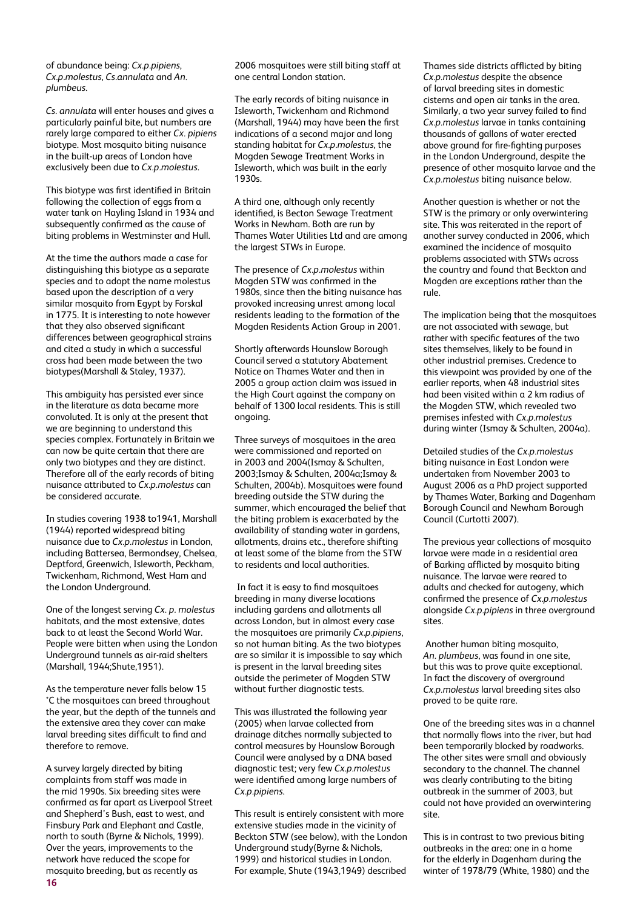of abundance being: *Cx.p.pipiens*, *Cx.p.molestus*, *Cs.annulata* and *An. plumbeus*.

*Cs. annulata* will enter houses and gives a particularly painful bite, but numbers are rarely large compared to either *Cx. pipiens* biotype. Most mosquito biting nuisance in the built-up areas of London have exclusively been due to *Cx.p.molestus*.

This biotype was first identified in Britain following the collection of eggs from a water tank on Hayling Island in 1934 and subsequently confirmed as the cause of biting problems in Westminster and Hull.

At the time the authors made a case for distinguishing this biotype as a separate species and to adopt the name molestus based upon the description of a very similar mosquito from Egypt by Forskal in 1775. It is interesting to note however that they also observed significant differences between geographical strains and cited a study in which a successful cross had been made between the two biotypes(Marshall & Staley, 1937).

This ambiguity has persisted ever since in the literature as data became more convoluted. It is only at the present that we are beginning to understand this species complex. Fortunately in Britain we can now be quite certain that there are only two biotypes and they are distinct. Therefore all of the early records of biting nuisance attributed to *Cx.p.molestus* can be considered accurate.

In studies covering 1938 to1941, Marshall (1944) reported widespread biting nuisance due to *Cx.p.molestus* in London, including Battersea, Bermondsey, Chelsea, Deptford, Greenwich, Isleworth, Peckham, Twickenham, Richmond, West Ham and the London Underground.

One of the longest serving *Cx. p. molestus* habitats, and the most extensive, dates back to at least the Second World War. People were bitten when using the London Underground tunnels as air-raid shelters (Marshall, 1944;Shute,1951).

As the temperature never falls below 15 ˚C the mosquitoes can breed throughout the year, but the depth of the tunnels and the extensive area they cover can make larval breeding sites difficult to find and therefore to remove.

A survey largely directed by biting complaints from staff was made in the mid 1990s. Six breeding sites were confirmed as far apart as Liverpool Street and Shepherd's Bush, east to west, and Finsbury Park and Elephant and Castle, north to south (Byrne & Nichols, 1999). Over the years, improvements to the network have reduced the scope for mosquito breeding, but as recently as 2006 mosquitoes were still biting staff at one central London station.

The early records of biting nuisance in Isleworth, Twickenham and Richmond (Marshall, 1944) may have been the first indications of a second major and long standing habitat for *Cx.p.molestus*, the Mogden Sewage Treatment Works in Isleworth, which was built in the early 1930s.

A third one, although only recently identified, is Becton Sewage Treatment Works in Newham. Both are run by Thames Water Utilities Ltd and are among the largest STWs in Europe.

The presence of *Cx.p.molestus* within Mogden STW was confirmed in the 1980s, since then the biting nuisance has provoked increasing unrest among local residents leading to the formation of the Mogden Residents Action Group in 2001.

Shortly afterwards Hounslow Borough Council served a statutory Abatement Notice on Thames Water and then in 2005 a group action claim was issued in the High Court against the company on behalf of 1300 local residents. This is still ongoing.

Three surveys of mosquitoes in the area were commissioned and reported on in 2003 and 2004(Ismay & Schulten, 2003;Ismay & Schulten, 2004a;Ismay & Schulten, 2004b). Mosquitoes were found breeding outside the STW during the summer, which encouraged the belief that the biting problem is exacerbated by the availability of standing water in gardens, allotments, drains etc., therefore shifting at least some of the blame from the STW to residents and local authorities.

In fact it is easy to find mosquitoes breeding in many diverse locations including gardens and allotments all across London, but in almost every case the mosquitoes are primarily *Cx.p.pipiens*, so not human biting. As the two biotypes are so similar it is impossible to say which is present in the larval breeding sites outside the perimeter of Mogden STW without further diagnostic tests.

This was illustrated the following year (2005) when larvae collected from drainage ditches normally subjected to control measures by Hounslow Borough Council were analysed by a DNA based diagnostic test; very few *Cx.p.molestus* were identified among large numbers of *Cx.p.pipiens*.

This result is entirely consistent with more extensive studies made in the vicinity of Beckton STW (see below), with the London Underground study(Byrne & Nichols, 1999) and historical studies in London. For example, Shute (1943,1949) described Thames side districts afflicted by biting *Cx.p.molestus* despite the absence of larval breeding sites in domestic cisterns and open air tanks in the area. Similarly, a two year survey failed to find *Cx.p.molestus* larvae in tanks containing thousands of gallons of water erected above ground for fire-fighting purposes in the London Underground, despite the presence of other mosquito larvae and the *Cx.p.molestus* biting nuisance below.

Another question is whether or not the STW is the primary or only overwintering site. This was reiterated in the report of another survey conducted in 2006, which examined the incidence of mosquito problems associated with STWs across the country and found that Beckton and Mogden are exceptions rather than the rule.

The implication being that the mosquitoes are not associated with sewage, but rather with specific features of the two sites themselves, likely to be found in other industrial premises. Credence to this viewpoint was provided by one of the earlier reports, when 48 industrial sites had been visited within a 2 km radius of the Mogden STW, which revealed two premises infested with *Cx.p.molestus* during winter (Ismay & Schulten, 2004a).

Detailed studies of the *Cx.p.molestus* biting nuisance in East London were undertaken from November 2003 to August 2006 as a PhD project supported by Thames Water, Barking and Dagenham Borough Council and Newham Borough Council (Curtotti 2007).

The previous year collections of mosquito larvae were made in a residential area of Barking afflicted by mosquito biting nuisance. The larvae were reared to adults and checked for autogeny, which confirmed the presence of *Cx.p.molestus* alongside *Cx.p.pipiens* in three overground sites.

Another human biting mosquito, *An. plumbeus*, was found in one site, but this was to prove quite exceptional. In fact the discovery of overground *Cx.p.molestus* larval breeding sites also proved to be quite rare.

One of the breeding sites was in a channel that normally flows into the river, but had been temporarily blocked by roadworks. The other sites were small and obviously secondary to the channel. The channel was clearly contributing to the biting outbreak in the summer of 2003, but could not have provided an overwintering site.

This is in contrast to two previous biting outbreaks in the area: one in a home for the elderly in Dagenham during the winter of 1978/79 (White, 1980) and the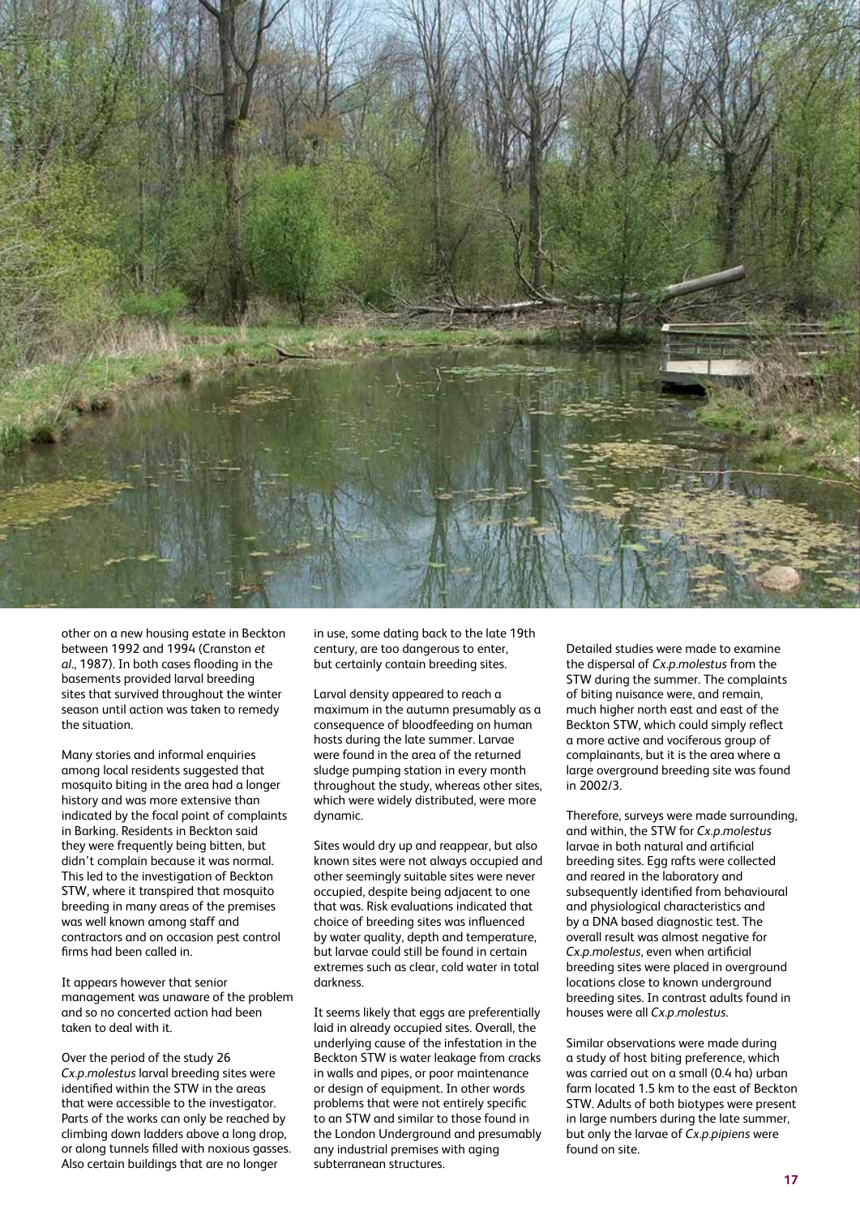other on a new housing estate in Beckton between 1992 and 1994 (Cranston *et al*., 1987). In both cases flooding in the basements provided larval breeding sites that survived throughout the winter season until action was taken to remedy the situation.

Many stories and informal enquiries among local residents suggested that mosquito biting in the area had a longer history and was more extensive than indicated by the focal point of complaints in Barking. Residents in Beckton said they were frequently being bitten, but didn't complain because it was normal. This led to the investigation of Beckton STW, where it transpired that mosquito breeding in many areas of the premises was well known among staff and contractors and on occasion pest control firms had been called in.

It appears however that senior management was unaware of the problem and so no concerted action had been taken to deal with it.

Over the period of the study 26 *Cx.p.molestus* larval breeding sites were identified within the STW in the areas that were accessible to the investigator. Parts of the works can only be reached by climbing down ladders above a long drop, or along tunnels filled with noxious gasses. Also certain buildings that are no longer in use, some dating back to the late 19th century, are too dangerous to enter, but certainly contain breeding sites.

Larval density appeared to reach a maximum in the autumn presumably as a consequence of bloodfeeding on human hosts during the late summer. Larvae were found in the area of the returned sludge pumping station in every month throughout the study, whereas other sites, which were widely distributed, were more dynamic.

Sites would dry up and reappear, but also known sites were not always occupied and other seemingly suitable sites were never occupied, despite being adjacent to one that was. Risk evaluations indicated that choice of breeding sites was influenced by water quality, depth and temperature, but larvae could still be found in certain extremes such as clear, cold water in total darkness.

It seems likely that eggs are preferentially laid in already occupied sites. Overall, the underlying cause of the infestation in the Beckton STW is water leakage from cracks in walls and pipes, or poor maintenance or design of equipment. In other words problems that were not entirely specific to an STW and similar to those found in the London Underground and presumably any industrial premises with aging subterranean structures.

Detailed studies were made to examine the dispersal of *Cx.p.molestus* from the STW during the summer. The complaints of biting nuisance were, and remain, much higher north east and east of the Beckton STW, which could simply reflect a more active and vociferous group of complainants, but it is the area where a large overground breeding site was found in 2002/3.

Therefore, surveys were made surrounding, and within, the STW for *Cx.p.molestus* larvae in both natural and artificial breeding sites. Egg rafts were collected and reared in the laboratory and subsequently identified from behavioural and physiological characteristics and by a DNA based diagnostic test. The overall result was almost negative for *Cx.p.molestus*, even when artificial breeding sites were placed in overground locations close to known underground breeding sites. In contrast adults found in houses were all *Cx.p.molestus*.

Similar observations were made during a study of host biting preference, which was carried out on a small (0.4 ha) urban farm located 1.5 km to the east of Beckton STW. Adults of both biotypes were present in large numbers during the late summer, but only the larvae of *Cx.p.pipiens* were found on site.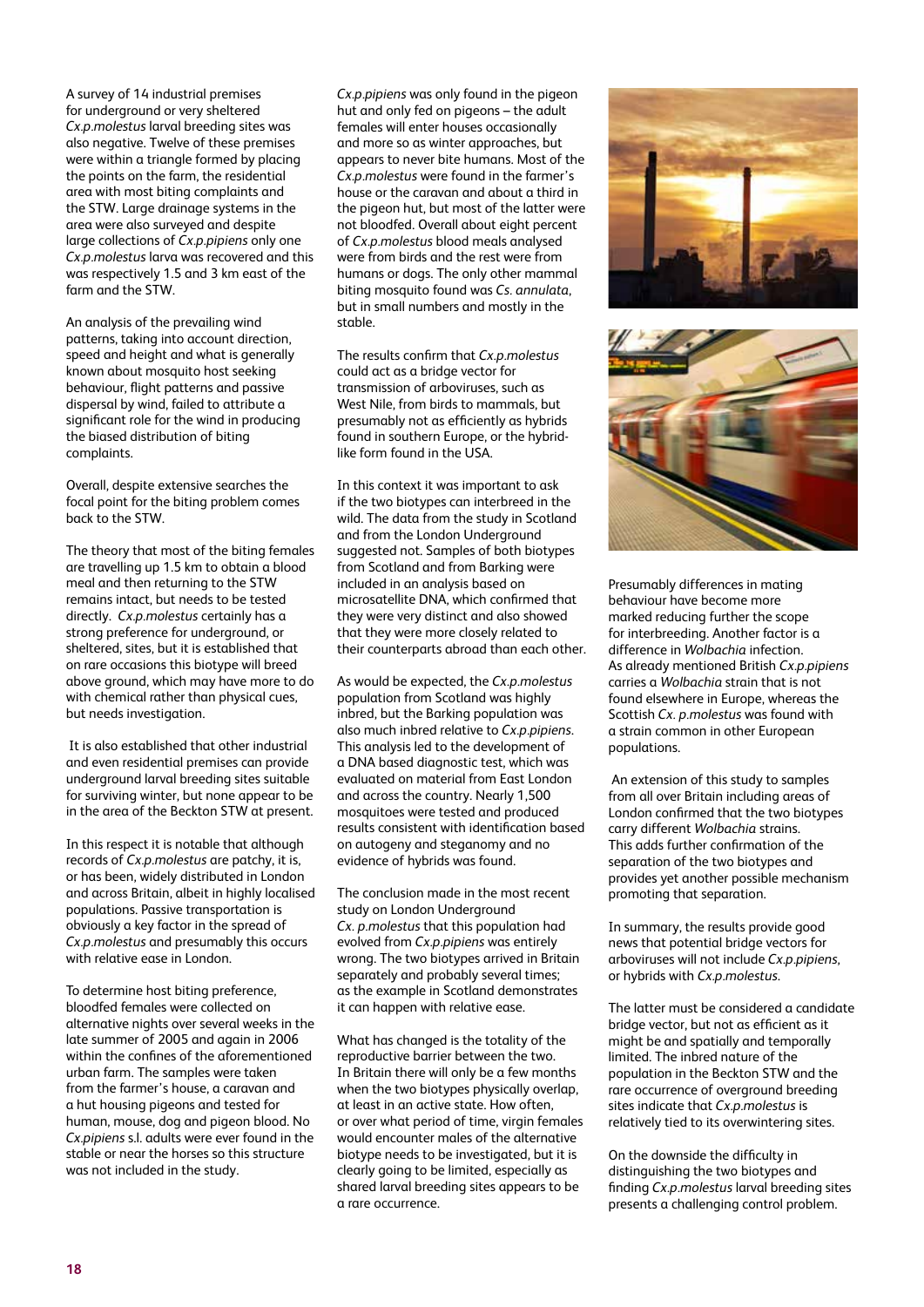A survey of 14 industrial premises for underground or very sheltered *Cx.p.molestus* larval breeding sites was also negative. Twelve of these premises were within a triangle formed by placing the points on the farm, the residential area with most biting complaints and the STW. Large drainage systems in the area were also surveyed and despite large collections of *Cx.p.pipiens* only one *Cx.p.molestus* larva was recovered and this was respectively 1.5 and 3 km east of the farm and the STW.

An analysis of the prevailing wind patterns, taking into account direction, speed and height and what is generally known about mosquito host seeking behaviour, flight patterns and passive dispersal by wind, failed to attribute a significant role for the wind in producing the biased distribution of biting complaints.

Overall, despite extensive searches the focal point for the biting problem comes back to the STW.

The theory that most of the biting females are travelling up 1.5 km to obtain a blood meal and then returning to the STW remains intact, but needs to be tested directly. *Cx.p.molestus* certainly has a strong preference for underground, or sheltered, sites, but it is established that on rare occasions this biotype will breed above ground, which may have more to do with chemical rather than physical cues, but needs investigation.

It is also established that other industrial and even residential premises can provide underground larval breeding sites suitable for surviving winter, but none appear to be in the area of the Beckton STW at present.

In this respect it is notable that although records of *Cx.p.molestus* are patchy, it is, or has been, widely distributed in London and across Britain, albeit in highly localised populations. Passive transportation is obviously a key factor in the spread of *Cx.p.molestus* and presumably this occurs with relative ease in London.

To determine host biting preference, bloodfed females were collected on alternative nights over several weeks in the late summer of 2005 and again in 2006 within the confines of the aforementioned urban farm. The samples were taken from the farmer's house, a caravan and a hut housing pigeons and tested for human, mouse, dog and pigeon blood. No *Cx.pipiens* s.l. adults were ever found in the stable or near the horses so this structure was not included in the study.

*Cx.p.pipiens* was only found in the pigeon hut and only fed on pigeons – the adult females will enter houses occasionally and more so as winter approaches, but appears to never bite humans. Most of the *Cx.p.molestus* were found in the farmer's house or the caravan and about a third in the pigeon hut, but most of the latter were not bloodfed. Overall about eight percent of *Cx.p.molestus* blood meals analysed were from birds and the rest were from humans or dogs. The only other mammal biting mosquito found was *Cs. annulata*, but in small numbers and mostly in the stable.

The results confirm that *Cx.p.molestus* could act as a bridge vector for transmission of arboviruses, such as West Nile, from birds to mammals, but presumably not as efficiently as hybrids found in southern Europe, or the hybrid-like form found in the USA.

In this context it was important to ask if the two biotypes can interbreed in the wild. The data from the study in Scotland and from the London Underground suggested not. Samples of both biotypes from Scotland and from Barking were included in an analysis based on microsatellite DNA, which confirmed that they were very distinct and also showed that they were more closely related to their counterparts abroad than each other.

As would be expected, the *Cx.p.molestus* population from Scotland was highly inbred, but the Barking population was also much inbred relative to *Cx.p.pipiens*. This analysis led to the development of a DNA based diagnostic test, which was evaluated on material from East London and across the country. Nearly 1,500 mosquitoes were tested and produced results consistent with identification based on autogeny and stegonomy and no evidence of hybrids was found.

The conclusion made in the most recent study on London Underground *Cx. p.molestus* that this population had evolved from *Cx.p.pipiens* was entirely wrong. The two biotypes arrived in Britain separately and probably several times; as the example in Scotland demonstrates it can happen with relative ease.

What has changed is the totality of the reproductive barrier between the two. In Britain there will only be a few months when the two biotypes physically overlap, at least in an active state. How often, or over what period of time, virgin females would encounter males of the alternative biotype needs to be investigated, but it is clearly going to be limited, especially as shared larval breeding sites appears to be a rare occurrence.

Presumably differences in mating behaviour have become more marked reducing further the scope for interbreeding. Another factor is a difference in *Wolbachia* infection. As already mentioned British *Cx.p.pipiens* carries a *Wolbachia* strain that is not found elsewhere in Europe, whereas the Scottish *Cx. p.molestus* was found with a strain common in other European populations.

An extension of this study to samples from all over Britain including areas of London confirmed that the two biotypes carry different *Wolbachia* strains. This adds further confirmation of the separation of the two biotypes and provides yet another possible mechanism promoting that separation.

In summary, the results provide good news that potential bridge vectors for arboviruses will not include *Cx.p.pipiens*, or hybrids with *Cx.p.molestus*.

The latter must be considered a candidate bridge vector, but not as efficient as it might be and spatially and temporally limited. The inbred nature of the population in the Beckton STW and the rare occurrence of overground breeding sites indicate that *Cx.p.molestus* is relatively tied to its overwintering sites.

On the downside the difficulty in distinguishing the two biotypes and finding *Cx.p.molestus* larval breeding sites presents a challenging control problem.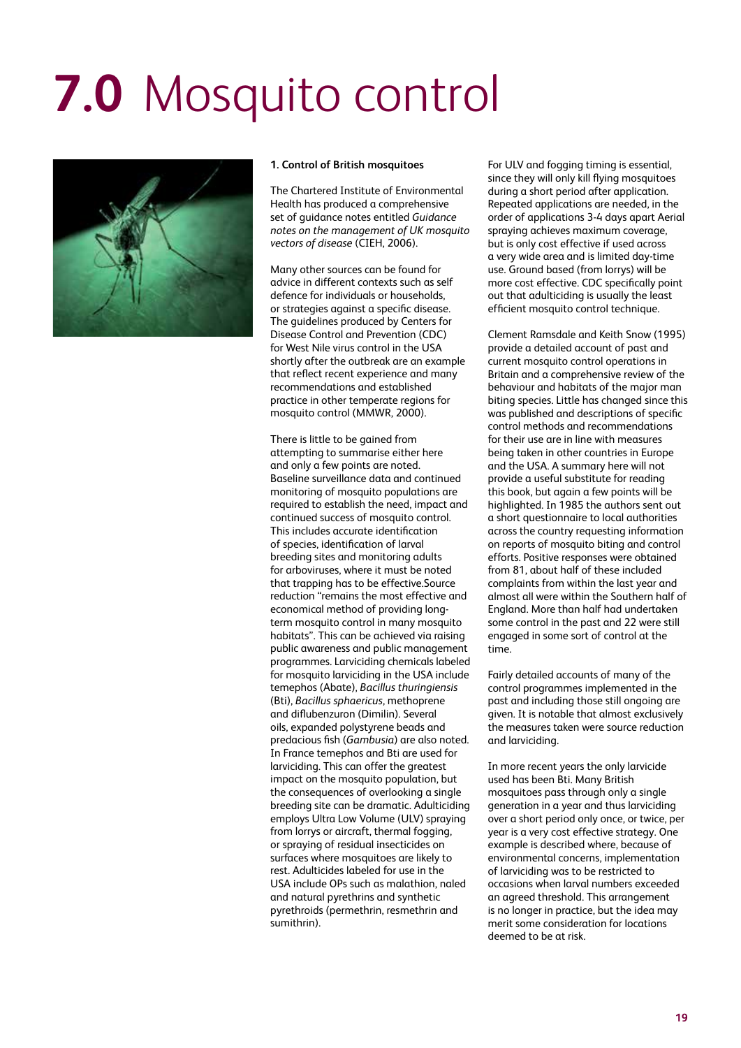# 7.0 Mosquito control

**1. Control of British mosquitoes**

The Chartered Institute of Environmental Health has produced a comprehensive set of guidance notes entitled *Guidance notes on the management of UK mosquito vectors of disease* (CIEH, 2006).

Many other sources can be found for advice in different contexts such as self defence for individuals or households, or strategies against a specific disease. The guidelines produced by Centers for Disease Control and Prevention (CDC) for West Nile virus control in the USA shortly after the outbreak are an example that reflect recent experience and many recommendations and established practice in other temperate regions for mosquito control (MMWR, 2000).

There is little to be gained from attempting to summarise either here and only a few points are noted. Baseline surveillance data and continued monitoring of mosquito populations are required to establish the need, impact and continued success of mosquito control. This includes accurate identification of species, identification of larval breeding sites and monitoring adults for arboviruses, where it must be noted that trapping has to be effective.Source reduction "remains the most effective and economical method of providing long-term mosquito control in many mosquito habitats". This can be achieved via raising public awareness and public management programmes. Larviciding chemicals labeled for mosquito larviciding in the USA include temephos (Abate), *Bacillus thuringiensis* (Bti), *Bacillus sphaericus*, methoprene and diflubenzuron (Dimilin). Several oils, expanded polystyrene beads and predacious fish (*Gambusia*) are also noted. In France temephos and Bti are used for larviciding. This can offer the greatest impact on the mosquito population, but the consequences of overlooking a single breeding site can be dramatic. Adulticiding employs Ultra Low Volume (ULV) spraying from lorrys or aircraft, thermal fogging, or spraying of residual insecticides on surfaces where mosquitoes are likely to rest. Adulticides labeled for use in the USA include OPs such as malathion, naled and natural pyrethrins and synthetic pyrethroids (permethrin, resmethrin and sumithrin).

For ULV and fogging timing is essential, since they will only kill flying mosquitoes during a short period after application. Repeated applications are needed, in the order of applications 3-4 days apart Aerial spraying achieves maximum coverage, but is only cost effective if used across a very wide area and is limited day-time use. Ground based (from lorrys) will be more cost effective. CDC specifically point out that adulticiding is usually the least efficient mosquito control technique.

Clement Ramsdale and Keith Snow (1995) provide a detailed account of past and current mosquito control operations in Britain and a comprehensive review of the behaviour and habitats of the major man biting species. Little has changed since this was published and descriptions of specific control methods and recommendations for their use are in line with measures being taken in other countries in Europe and the USA. A summary here will not provide a useful substitute for reading this book, but again a few points will be highlighted. In 1985 the authors sent out a short questionnaire to local authorities across the country requesting information on reports of mosquito biting and control efforts. Positive responses were obtained from 81, about half of these included complaints from within the last year and almost all were within the Southern half of England. More than half had undertaken some control in the past and 22 were still engaged in some sort of control at the time.

Fairly detailed accounts of many of the control programmes implemented in the past and including those still ongoing are given. It is notable that almost exclusively the measures taken were source reduction and larviciding.

In more recent years the only larvicide used has been Bti. Many British mosquitoes pass through only a single generation in a year and thus larviciding over a short period only once, or twice, per year is a very cost effective strategy. One example is described where, because of environmental concerns, implementation of larviciding was to be restricted to occasions when larval numbers exceeded an agreed threshold. This arrangement is no longer in practice, but the idea may merit some consideration for locations deemed to be at risk.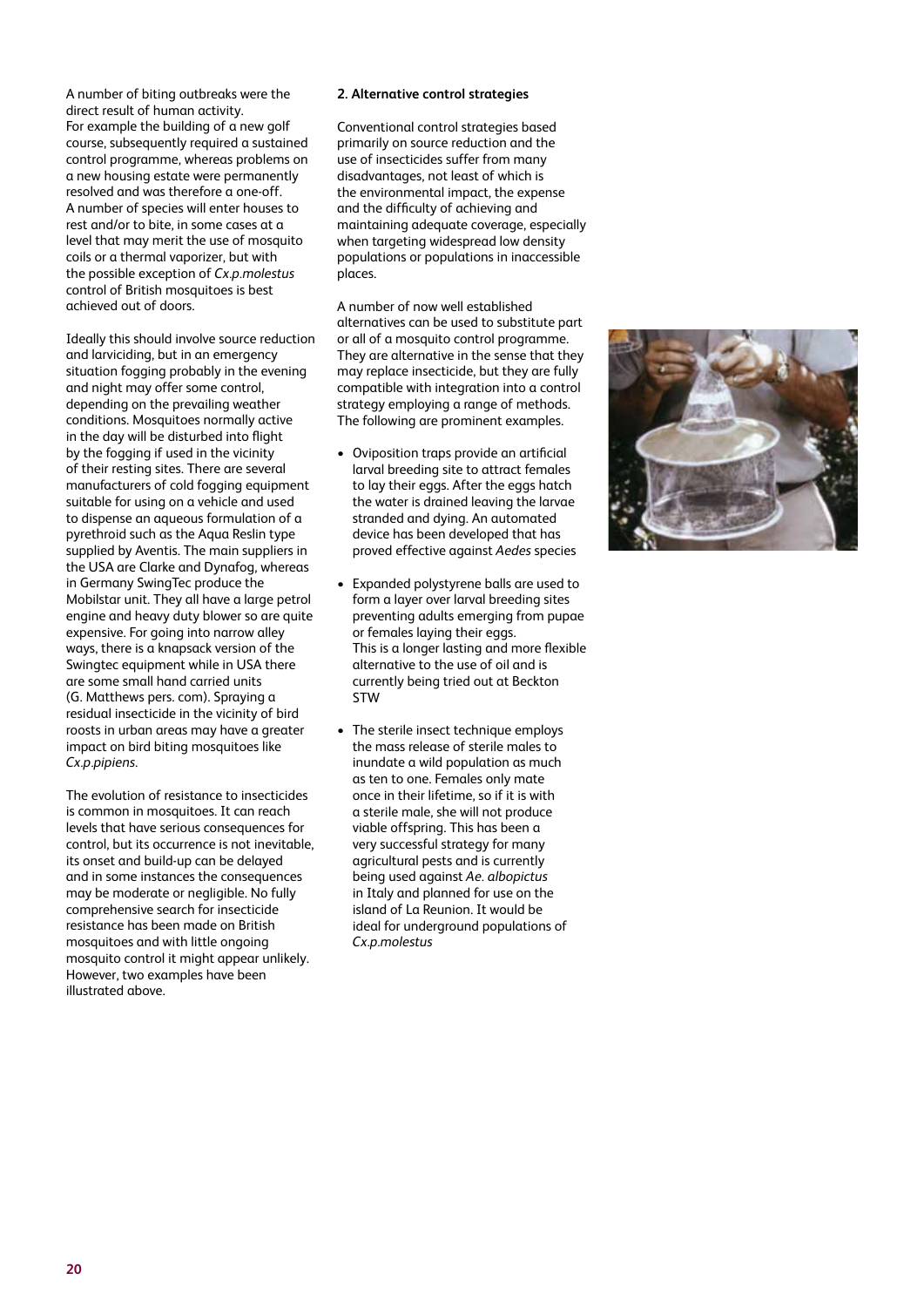A number of biting outbreaks were the direct result of human activity. For example the building of a new golf course, subsequently required a sustained control programme, whereas problems on a new housing estate were permanently resolved and was therefore a one-off. A number of species will enter houses to rest and/or to bite, in some cases at a level that may merit the use of mosquito coils or a thermal vaporizer, but with the possible exception of *Cx.p.molestus* control of British mosquitoes is best achieved out of doors.

Ideally this should involve source reduction and larviciding, but in an emergency situation fogging probably in the evening and night may offer some control, depending on the prevailing weather conditions. Mosquitoes normally active in the day will be disturbed into flight by the fogging if used in the vicinity of their resting sites. There are several manufacturers of cold fogging equipment suitable for using on a vehicle and used to dispense an aqueous formulation of a pyrethroid such as the Aqua Reslin type supplied by Aventis. The main suppliers in the USA are Clarke and Dynafog, whereas in Germany SwingTec produce the Mobilstar unit. They all have a large petrol engine and heavy duty blower so are quite expensive. For going into narrow alley ways, there is a knapsack version of the Swingtec equipment while in USA there are some small hand carried units (G. Matthews pers. com). Spraying a residual insecticide in the vicinity of bird roosts in urban areas may have a greater impact on bird biting mosquitoes like *Cx.p.pipiens*.

The evolution of resistance to insecticides is common in mosquitoes. It can reach levels that have serious consequences for control, but its occurrence is not inevitable, its onset and build-up can be delayed and in some instances the consequences may be moderate or negligible. No fully comprehensive search for insecticide resistance has been made on British mosquitoes and with little ongoing mosquito control it might appear unlikely. However, two examples have been illustrated above.

**2. Alternative control strategies**

Conventional control strategies based primarily on source reduction and the use of insecticides suffer from many disadvantages, not least of which is the environmental impact, the expense and the difficulty of achieving and maintaining adequate coverage, especially when targeting widespread low density populations or populations in inaccessible places.

A number of now well established alternatives can be used to substitute part or all of a mosquito control programme. They are alternative in the sense that they may replace insecticide, but they are fully compatible with integration into a control strategy employing a range of methods. The following are prominent examples.

- Oviposition traps provide an artificial larval breeding site to attract females to lay their eggs. After the eggs hatch the water is drained leaving the larvae stranded and dying. An automated device has been developed that has proved effective against *Aedes* species
- Expanded polystyrene balls are used to form a layer over larval breeding sites preventing adults emerging from pupae or females laying their eggs. This is a longer lasting and more flexible alternative to the use of oil and is currently being tried out at Beckton STW
- The sterile insect technique employs the mass release of sterile males to inundate a wild population as much as ten to one. Females only mate once in their lifetime, so if it is with a sterile male, she will not produce viable offspring. This has been a very successful strategy for many agricultural pests and is currently being used against *Ae. albopictus* in Italy and planned for use on the island of La Reunion. It would be ideal for underground populations of *Cx.p.molestus*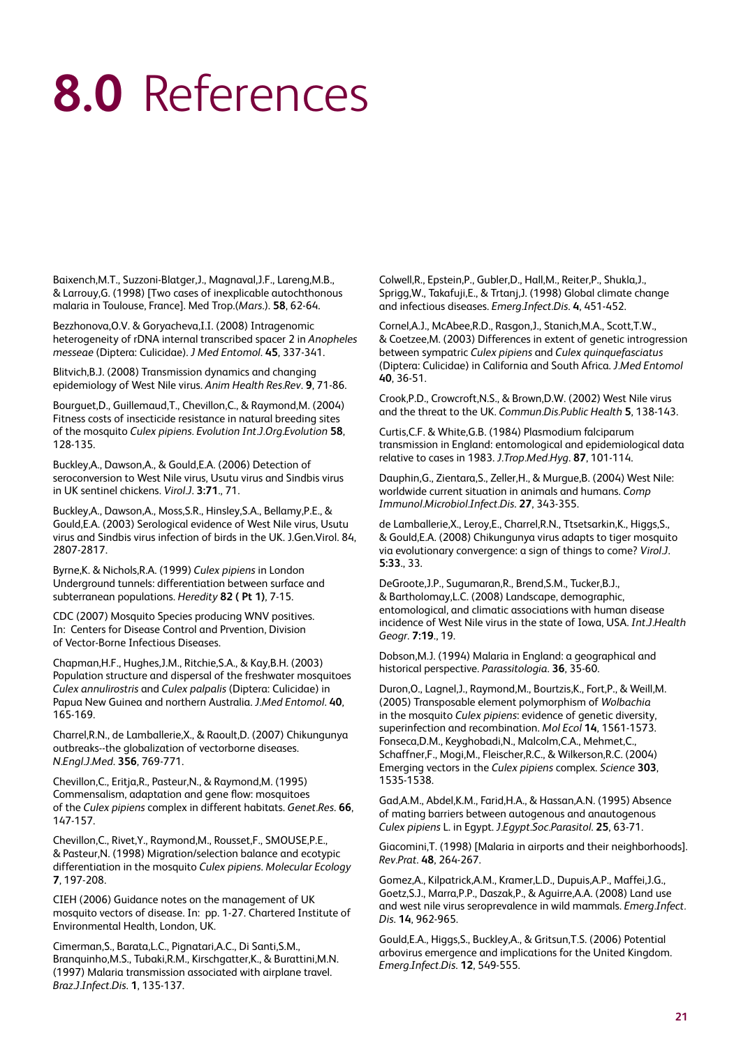# **8.0** References

Baixench,M.T., Suzzoni-Blatger,J., Magnaval,J.F., Lareng,M.B., & Larrouy,G. (1998) [Two cases of inexplicable autochthonous malaria in Toulouse, France]. Med Trop.(*Mars.*). **58**, 62-64.

Bezzhonova,O.V. & Goryacheva,I.I. (2008) Intragenomic heterogeneity of rDNA internal transcribed spacer 2 in *Anopheles messeae* (Diptera: Culicidae). *J Med Entomol*. **45**, 337-341.

Blitvich,B.J. (2008) Transmission dynamics and changing epidemiology of West Nile virus. *Anim Health Res.Rev*. **9**, 71-86.

Bourguet,D., Guillemaud,T., Chevillon,C., & Raymond,M. (2004) Fitness costs of insecticide resistance in natural breeding sites of the mosquito *Culex pipiens*. *Evolution Int.J.Org.Evolution* **58**, 128-135.

Buckley,A., Dawson,A., & Gould,E.A. (2006) Detection of seroconversion to West Nile virus, Usutu virus and Sindbis virus in UK sentinel chickens. *Virol.J*. **3:71**., 71.

Buckley,A., Dawson,A., Moss,S.R., Hinsley,S.A., Bellamy,P.E., & Gould,E.A. (2003) Serological evidence of West Nile virus, Usutu virus and Sindbis virus infection of birds in the UK. J.Gen.Virol. 84, 2807-2817.

Byrne,K. & Nichols,R.A. (1999) *Culex pipiens* in London Underground tunnels: differentiation between surface and subterranean populations. *Heredity* **82 ( Pt 1)**, 7-15.

CDC (2007) Mosquito Species producing WNV positives. In: Centers for Disease Control and Prvention, Division of Vector-Borne Infectious Diseases.

Chapman,H.F., Hughes,J.M., Ritchie,S.A., & Kay,B.H. (2003) Population structure and dispersal of the freshwater mosquitoes *Culex annulirostris* and *Culex palpalis* (Diptera: Culicidae) in Papua New Guinea and northern Australia. *J.Med Entomol*. **40**, 165-169.

Charrel,R.N., de Lamballerie,X., & Raoult,D. (2007) Chikungunya outbreaks--the globalization of vectorborne diseases. *N.Engl.J.Med*. **356**, 769-771.

Chevillon,C., Eritja,R., Pasteur,N., & Raymond,M. (1995) Commensalism, adaptation and gene flow: mosquitoes of the *Culex pipiens* complex in different habitats. *Genet.Res*. **66**, 147-157.

Chevillon,C., Rivet,Y., Raymond,M., Rousset,F., SMOUSE,P.E., & Pasteur,N. (1998) Migration/selection balance and ecotypic differentiation in the mosquito *Culex pipiens*. *Molecular Ecology* **7**, 197-208.

CIEH (2006) Guidance notes on the management of UK mosquito vectors of disease. In: pp. 1-27. Chartered Institute of Environmental Health, London, UK.

Cimerman,S., Barata,L.C., Pignatari,A.C., Di Santi,S.M., Branquinho,M.S., Tubaki,R.M., Kirschgatter,K., & Burattini,M.N. (1997) Malaria transmission associated with airplane travel. *Braz.J.Infect.Dis*. **1**, 135-137.

Colwell,R., Epstein,P., Gubler,D., Hall,M., Reiter,P., Shukla,J., Sprigg,W., Takafuji,E., & Trtanj,J. (1998) Global climate change and infectious diseases. *Emerg.Infect.Dis*. **4**, 451-452.

Cornel,A.J., McAbee,R.D., Rasgon,J., Stanich,M.A., Scott,T.W., & Coetzee,M. (2003) Differences in extent of genetic introgression between sympatric *Culex pipiens* and *Culex quinquefasciatus* (Diptera: Culicidae) in California and South Africa. *J.Med Entomol* **40**, 36-51.

Crook,P.D., Crowcroft,N.S., & Brown,D.W. (2002) West Nile virus and the threat to the UK. *Commun.Dis.Public Health* **5**, 138-143.

Curtis,C.F. & White,G.B. (1984) Plasmodium falciparum transmission in England: entomological and epidemiological data relative to cases in 1983. *J.Trop.Med.Hyg*. **87**, 101-114.

Dauphin,G., Zientara,S., Zeller,H., & Murgue,B. (2004) West Nile: worldwide current situation in animals and humans. *Comp Immunol.Microbiol.Infect.Dis*. **27**, 343-355.

de Lamballerie,X., Leroy,E., Charrel,R.N., Ttsetsarkin,K., Higgs,S., & Gould,E.A. (2008) Chikungunya virus adapts to tiger mosquito via evolutionary convergence: a sign of things to come? *Virol.J*. **5:33**., 33.

DeGroote,J.P., Sugumaran,R., Brend,S.M., Tucker,B.J., & Bartholomay,L.C. (2008) Landscape, demographic, entomological, and climatic associations with human disease incidence of West Nile virus in the state of Iowa, USA. *Int.J.Health Geogr*. **7:19**., 19.

Dobson,M.J. (1994) Malaria in England: a geographical and historical perspective. *Parassitologia*. **36**, 35-60.

Duron,O., Lagnel,J., Raymond,M., Bourtzis,K., Fort,P., & Weill,M. (2005) Transposable element polymorphism of *Wolbachia* in the mosquito *Culex pipiens*: evidence of genetic diversity, superinfection and recombination. *Mol Ecol* **14**, 1561-1573.

Fonseca,D.M., Keyghobadi,N., Malcolm,C.A., Mehmet,C., Schaffner,F., Mogi,M., Fleischer,R.C., & Wilkerson,R.C. (2004) Emerging vectors in the *Culex pipiens* complex. *Science* **303**, 1535-1538.

Gad,A.M., Abdel,K.M., Farid,H.A., & Hassan,A.N. (1995) Absence of mating barriers between autogenous and anautogenous *Culex pipiens* L. in Egypt. *J.Egypt.Soc.Parasitol*. **25**, 63-71.

Giacomini,T. (1998) [Malaria in airports and their neighborhoods]. *Rev.Prat*. **48**, 264-267.

Gomez,A., Kilpatrick,A.M., Kramer,L.D., Dupuis,A.P., Maffei,J.G., Goetz,S.J., Marra,P.P., Daszak,P., & Aguirre,A.A. (2008) Land use and west nile virus seroprevalence in wild mammals. *Emerg.Infect.Dis*. **14**, 962-965.

Gould,E.A., Higgs,S., Buckley,A., & Gritsun,T.S. (2006) Potential arbovirus emergence and implications for the United Kingdom. *Emerg.Infect.Dis*. **12**, 549-555.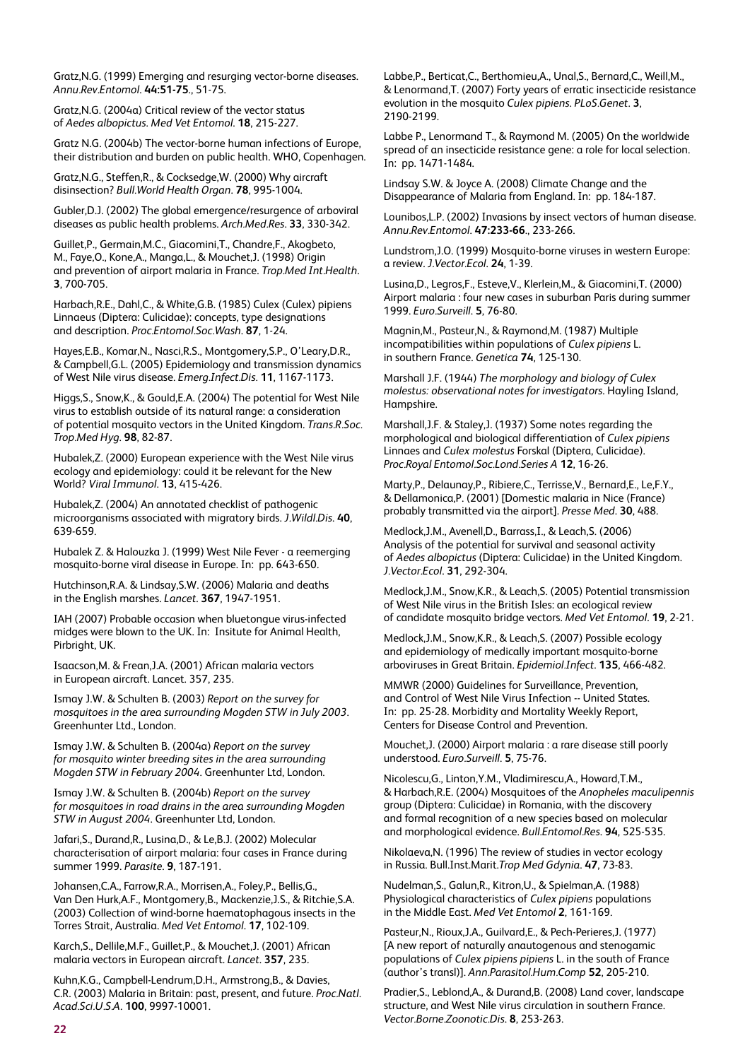Gratz,N.G. (1999) Emerging and resurging vector-borne diseases. *Annu.Rev.Entomol*. **44:51-75**., 51-75.

Gratz,N.G. (2004a) Critical review of the vector status of *Aedes albopictus*. *Med Vet Entomol*. **18**, 215-227.

Gratz N.G. (2004b) The vector-borne human infections of Europe, their distribution and burden on public health. WHO, Copenhagen.

Gratz,N.G., Steffen,R., & Cocksedge,W. (2000) Why aircraft disinsection? *Bull.World Health Organ*. **78**, 995-1004.

Gubler,D.J. (2002) The global emergence/resurgence of arboviral diseases as public health problems. *Arch.Med.Res*. **33**, 330-342.

Guillet,P., Germain,M.C., Giacomini,T., Chandre,F., Akogbeto, M., Faye,O., Kone,A., Manga,L., & Mouchet,J. (1998) Origin and prevention of airport malaria in France. *Trop.Med Int.Health*. **3**, 700-705.

Harbach,R.E., Dahl,C., & White,G.B. (1985) Culex (Culex) pipiens Linnaeus (Diptera: Culicidae): concepts, type designations and description. *Proc.Entomol.Soc.Wash*. **87**, 1-24.

Hayes,E.B., Komar,N., Nasci,R.S., Montgomery,S.P., O'Leary,D.R., & Campbell,G.L. (2005) Epidemiology and transmission dynamics of West Nile virus disease. *Emerg.Infect.Dis*. **11**, 1167-1173.

Higgs,S., Snow,K., & Gould,E.A. (2004) The potential for West Nile virus to establish outside of its natural range: a consideration of potential mosquito vectors in the United Kingdom. *Trans.R.Soc. Trop.Med Hyg*. **98**, 82-87.

Hubalek,Z. (2000) European experience with the West Nile virus ecology and epidemiology: could it be relevant for the New World? *Viral Immunol*. **13**, 415-426.

Hubalek,Z. (2004) An annotated checklist of pathogenic microorganisms associated with migratory birds. *J.Wildl.Dis*. **40**, 639-659.

Hubalek Z. & Halouzka J. (1999) West Nile Fever - a reemerging mosquito-borne viral disease in Europe. In: pp. 643-650.

Hutchinson,R.A. & Lindsay,S.W. (2006) Malaria and deaths in the English marshes. *Lancet*. **367**, 1947-1951.

IAH (2007) Probable occasion when bluetongue virus-infected midges were blown to the UK. In: Insitute for Animal Health, Pirbright, UK.

Isaacson,M. & Frean,J.A. (2001) African malaria vectors in European aircraft. Lancet. 357, 235.

Ismay J.W. & Schulten B. (2003) *Report on the survey for mosquitoes in the area surrounding Mogden STW in July 2003*. Greenhunter Ltd., London.

Ismay J.W. & Schulten B. (2004a) *Report on the survey for mosquito winter breeding sites in the area surrounding Mogden STW in February 2004*. Greenhunter Ltd, London.

Ismay J.W. & Schulten B. (2004b) *Report on the survey for mosquitoes in road drains in the area surrounding Mogden STW in August 2004*. Greenhunter Ltd, London.

Jafari,S., Durand,R., Lusina,D., & Le,B.J. (2002) Molecular characterisation of airport malaria: four cases in France during summer 1999. *Parasite*. **9**, 187-191.

Johansen,C.A., Farrow,R.A., Morrisen,A., Foley,P., Bellis,G., Van Den Hurk,A.F., Montgomery,B., Mackenzie,J.S., & Ritchie,S.A. (2003) Collection of wind-borne haematophagous insects in the Torres Strait, Australia. *Med Vet Entomol*. **17**, 102-109.

Karch,S., Dellile,M.F., Guillet,P., & Mouchet,J. (2001) African malaria vectors in European aircraft. *Lancet*. **357**, 235.

Kuhn,K.G., Campbell-Lendrum,D.H., Armstrong,B., & Davies, C.R. (2003) Malaria in Britain: past, present, and future. *Proc.Natl. Acad.Sci.U.S.A*. **100**, 9997-10001.

Labbe,P., Berticat,C., Berthomieu,A., Unal,S., Bernard,C., Weill,M., & Lenormand,T. (2007) Forty years of erratic insecticide resistance evolution in the mosquito *Culex pipiens*. *PLoS.Genet*. **3**, 2190-2199.

Labbe P., Lenormand T., & Raymond M. (2005) On the worldwide spread of an insecticide resistance gene: a role for local selection. In: pp. 1471-1484.

Lindsay S.W. & Joyce A. (2008) Climate Change and the Disappearance of Malaria from England. In: pp. 184-187.

Lounibos,L.P. (2002) Invasions by insect vectors of human disease. *Annu.Rev.Entomol*. **47:233-66**., 233-266.

Lundstrom,J.O. (1999) Mosquito-borne viruses in western Europe: a review. *J.Vector.Ecol*. **24**, 1-39.

Lusina,D., Legros,F., Esteve,V., Klerlein,M., & Giacomini,T. (2000) Airport malaria : four new cases in suburban Paris during summer 1999. *Euro.Surveill*. **5**, 76-80.

Magnin,M., Pasteur,N., & Raymond,M. (1987) Multiple incompatibilities within populations of *Culex pipiens* L. in southern France. *Genetica* **74**, 125-130.

Marshall J.F. (1944) *The morphology and biology of Culex molestus: observational notes for investigators*. Hayling Island, Hampshire.

Marshall,J.F. & Staley,J. (1937) Some notes regarding the morphological and biological differentiation of *Culex pipiens* Linnaes and *Culex molestus* Forskal (Diptera, Culicidae). *Proc.Royal Entomol.Soc.Lond.Series A* **12**, 16-26.

Marty,P., Delaunay,P., Ribiere,C., Terrisse,V., Bernard,E., Le,F.Y., & Dellamonica,P. (2001) [Domestic malaria in Nice (France) probably transmitted via the airport]. *Presse Med*. **30**, 488.

Medlock,J.M., Avenell,D., Barrass,I., & Leach,S. (2006) Analysis of the potential for survival and seasonal activity of *Aedes albopictus* (Diptera: Culicidae) in the United Kingdom. *J.Vector.Ecol*. **31**, 292-304.

Medlock,J.M., Snow,K.R., & Leach,S. (2005) Potential transmission of West Nile virus in the British Isles: an ecological review of candidate mosquito bridge vectors. *Med Vet Entomol*. **19**, 2-21.

Medlock,J.M., Snow,K.R., & Leach,S. (2007) Possible ecology and epidemiology of medically important mosquito-borne arboviruses in Great Britain. *Epidemiol.Infect*. **135**, 466-482.

MMWR (2000) Guidelines for Surveillance, Prevention, and Control of West Nile Virus Infection -- United States. In: pp. 25-28. Morbidity and Mortality Weekly Report, Centers for Disease Control and Prevention.

Mouchet,J. (2000) Airport malaria : a rare disease still poorly understood. *Euro.Surveill*. **5**, 75-76.

Nicolescu,G., Linton,Y.M., Vladimirescu,A., Howard,T.M., & Harbach,R.E. (2004) Mosquitoes of the *Anopheles maculipennis* group (Diptera: Culicidae) in Romania, with the discovery and formal recognition of a new species based on molecular and morphological evidence. *Bull.Entomol.Res*. **94**, 525-535.

Nikolaeva,N. (1996) The review of studies in vector ecology in Russia. Bull.Inst.Marit.*Trop Med Gdynia*. **47**, 73-83.

Nudelman,S., Galun,R., Kitron,U., & Spielman,A. (1988) Physiological characteristics of *Culex pipiens* populations in the Middle East. *Med Vet Entomol* **2**, 161-169.

Pasteur,N., Rioux,J.A., Guilvard,E., & Pech-Perieres,J. (1977) [A new report of naturally anautogenous and stenogamic populations of *Culex pipiens pipiens* L. in the south of France (author's transl)]. *Ann.Parasitol.Hum.Comp* **52**, 205-210.

Pradier,S., Leblond,A., & Durand,B. (2008) Land cover, landscape structure, and West Nile virus circulation in southern France. *Vector.Borne.Zoonotic.Dis*. **8**, 253-263.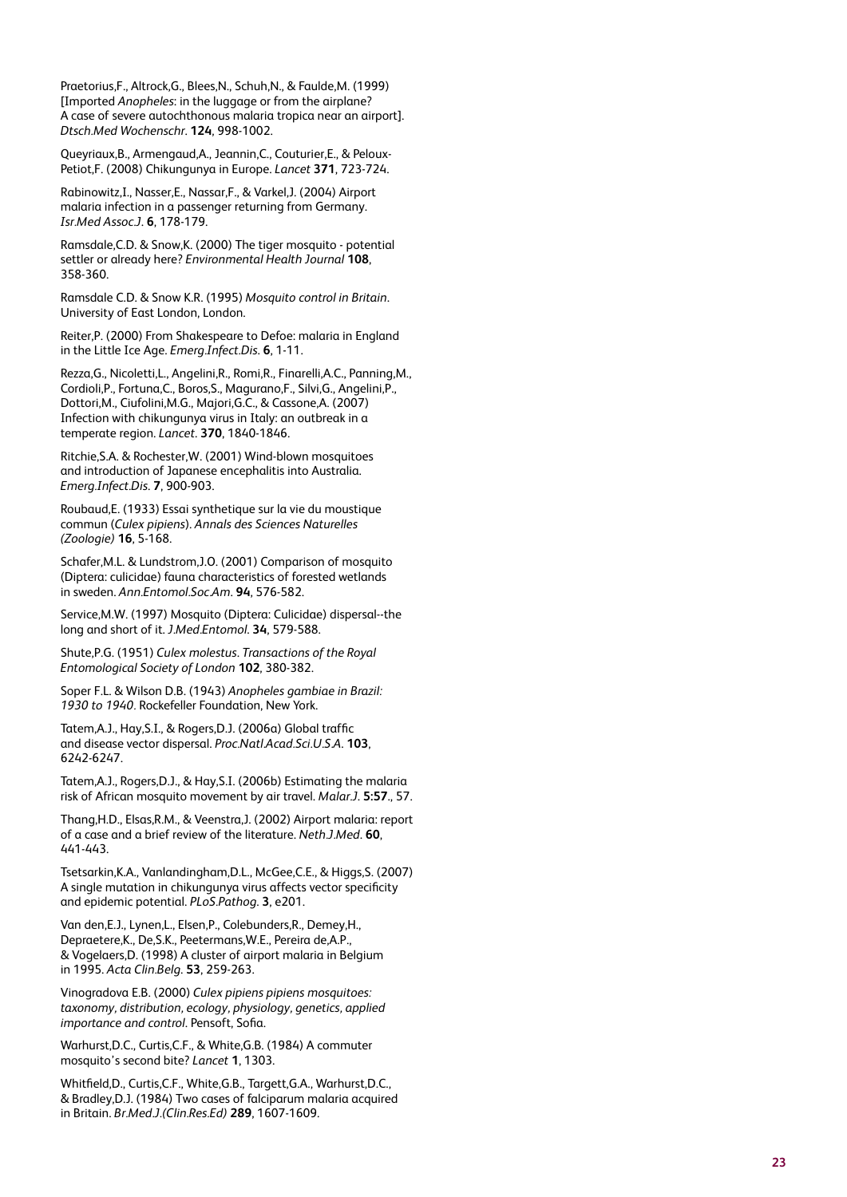Praetorius,F., Altrock,G., Blees,N., Schuh,N., & Faulde,M. (1999) [Imported *Anopheles*: in the luggage or from the airplane? A case of severe autochthonous malaria tropica near an airport]. *Dtsch.Med Wochenschr*. **124**, 998-1002.

Queyriaux,B., Armengaud,A., Jeannin,C., Couturier,E., & Peloux-Petiot,F. (2008) Chikungunya in Europe. *Lancet* **371**, 723-724.

Rabinowitz,I., Nasser,E., Nassar,F., & Varkel,J. (2004) Airport malaria infection in a passenger returning from Germany. *Isr.Med Assoc.J*. **6**, 178-179.

Ramsdale,C.D. & Snow,K. (2000) The tiger mosquito - potential settler or already here? *Environmental Health Journal* **108**, 358-360.

Ramsdale C.D. & Snow K.R. (1995) *Mosquito control in Britain*. University of East London, London.

Reiter,P. (2000) From Shakespeare to Defoe: malaria in England in the Little Ice Age. *Emerg.Infect.Dis*. **6**, 1-11.

Rezza,G., Nicoletti,L., Angelini,R., Romi,R., Finarelli,A.C., Panning,M., Cordioli,P., Fortuna,C., Boros,S., Magurano,F., Silvi,G., Angelini,P., Dottori,M., Ciufolini,M.G., Majori,G.C., & Cassone,A. (2007) Infection with chikungunya virus in Italy: an outbreak in a temperate region. *Lancet*. **370**, 1840-1846.

Ritchie,S.A. & Rochester,W. (2001) Wind-blown mosquitoes and introduction of Japanese encephalitis into Australia. *Emerg.Infect.Dis*. **7**, 900-903.

Roubaud,E. (1933) Essai synthetique sur la vie du moustique commun (*Culex pipiens*). *Annals des Sciences Naturelles (Zoologie)* **16**, 5-168.

Schafer,M.L. & Lundstrom,J.O. (2001) Comparison of mosquito (Diptera: culicidae) fauna characteristics of forested wetlands in sweden. *Ann.Entomol.Soc.Am*. **94**, 576-582.

Service,M.W. (1997) Mosquito (Diptera: Culicidae) dispersal--the long and short of it. *J.Med.Entomol*. **34**, 579-588.

Shute,P.G. (1951) *Culex molestus*. *Transactions of the Royal Entomological Society of London* **102**, 380-382.

Soper F.L. & Wilson D.B. (1943) *Anopheles gambiae in Brazil: 1930 to 1940*. Rockefeller Foundation, New York.

Tatem,A.J., Hay,S.I., & Rogers,D.J. (2006a) Global traffic and disease vector dispersal. *Proc.Natl.Acad.Sci.U.S.A*. **103**, 6242-6247.

Tatem,A.J., Rogers,D.J., & Hay,S.I. (2006b) Estimating the malaria risk of African mosquito movement by air travel. *Malar.J*. **5:57**., 57.

Thang,H.D., Elsas,R.M., & Veenstra,J. (2002) Airport malaria: report of a case and a brief review of the literature. *Neth.J.Med*. **60**, 441-443.

Tsetsarkin,K.A., Vanlandingham,D.L., McGee,C.E., & Higgs,S. (2007) A single mutation in chikungunya virus affects vector specificity and epidemic potential. *PLoS.Pathog*. **3**, e201.

Van den,E.J., Lynen,L., Elsen,P., Colebunders,R., Demey,H., Depraetere,K., De,S.K., Peetermans,W.E., Pereira de,A.P., & Vogelaers,D. (1998) A cluster of airport malaria in Belgium in 1995. *Acta Clin.Belg*. **53**, 259-263.

Vinogradova E.B. (2000) *Culex pipiens pipiens mosquitoes: taxonomy, distribution, ecology, physiology, genetics, applied importance and control*. Pensoft, Sofia.

Warhurst,D.C., Curtis,C.F., & White,G.B. (1984) A commuter mosquito's second bite? *Lancet* **1**, 1303.

Whitfield,D., Curtis,C.F., White,G.B., Targett,G.A., Warhurst,D.C., & Bradley,D.J. (1984) Two cases of falciparum malaria acquired in Britain. *Br.Med.J.(Clin.Res.Ed)* **289**, 1607-1609.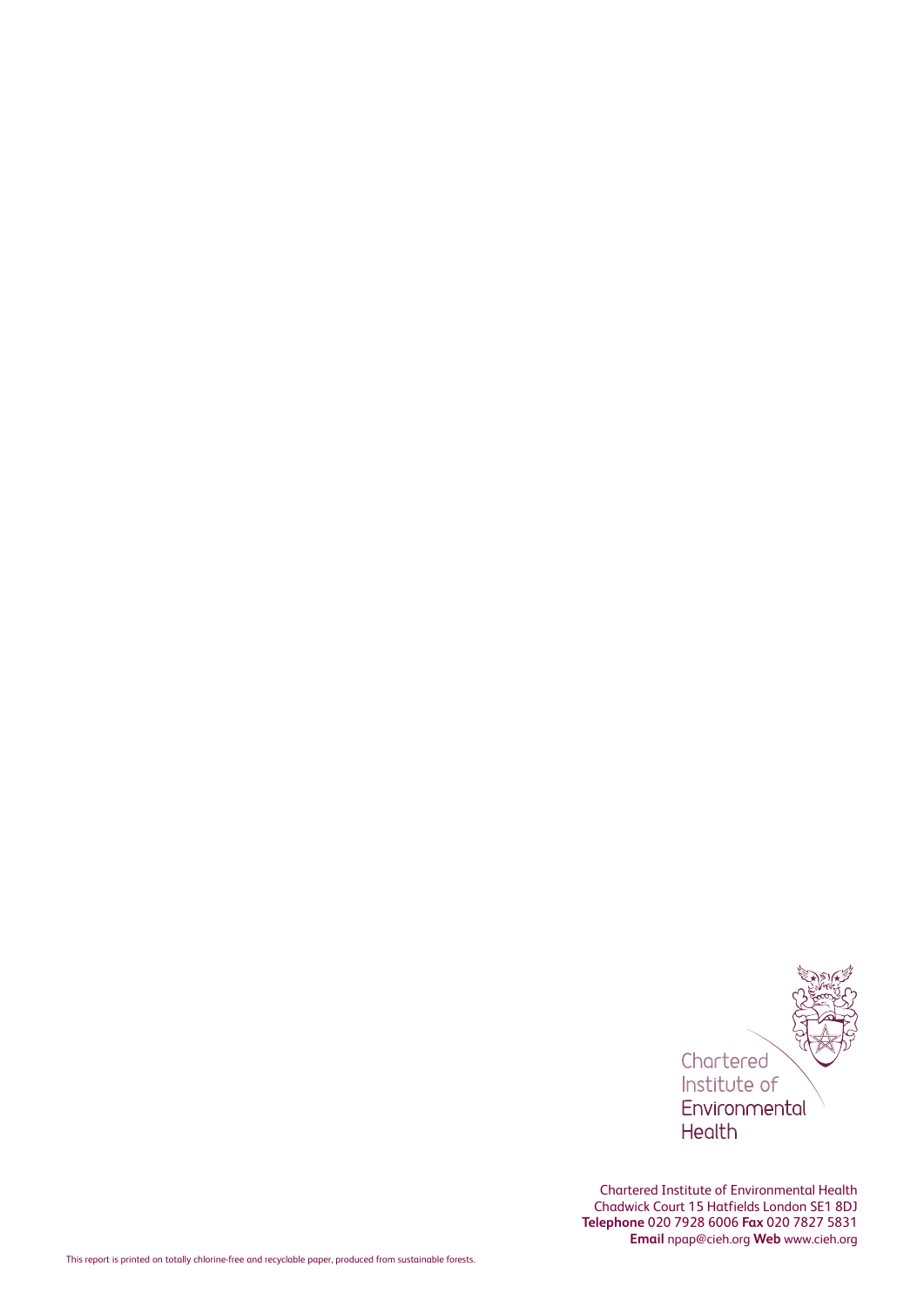Chartered
Institute of
Environmental
Health

Chartered Institute of Environmental Health
Chadwick Court 15 Hatfields London SE1 8DJ
**Telephone** 020 7928 6006 **Fax** 020 7827 5831
**Email** npap@cieh.org **Web** www.cieh.org

This report is printed on totally chlorine-free and recyclable paper, produced from sustainable forests.